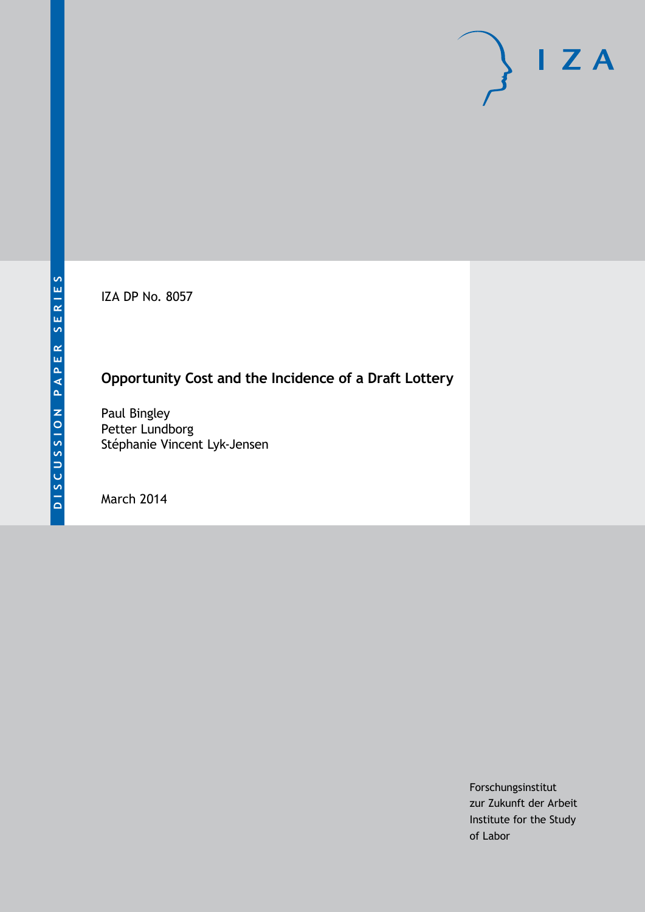DISCUSSION PAPER SERIES

IZA DP No. 8057

# Opportunity Cost and the Incidence of a Draft Lottery

Paul Bingley
Petter Lundborg
Stéphanie Vincent Lyk-Jensen

March 2014

Forschungsinstitut
zur Zukunft der Arbeit
Institute for the Study
of Labor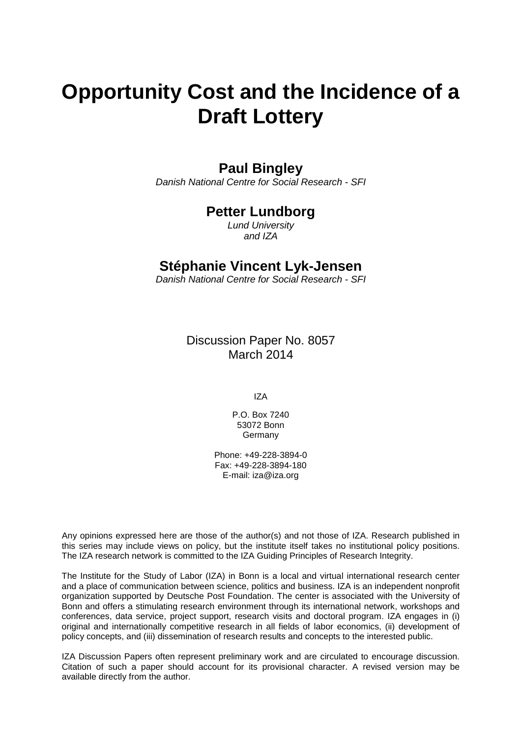# Opportunity Cost and the Incidence of a Draft Lottery

**Paul Bingley**

*Danish National Centre for Social Research - SFI*

**Petter Lundborg**

*Lund University and IZA*

**Stéphanie Vincent Lyk-Jensen**

*Danish National Centre for Social Research - SFI*

Discussion Paper No. 8057
March 2014

IZA

P.O. Box 7240
53072 Bonn
Germany

Phone: +49-228-3894-0
Fax: +49-228-3894-180
E-mail: iza@iza.org

Any opinions expressed here are those of the author(s) and not those of IZA. Research published in this series may include views on policy, but the institute itself takes no institutional policy positions. The IZA research network is committed to the IZA Guiding Principles of Research Integrity.

The Institute for the Study of Labor (IZA) in Bonn is a local and virtual international research center and a place of communication between science, politics and business. IZA is an independent nonprofit organization supported by Deutsche Post Foundation. The center is associated with the University of Bonn and offers a stimulating research environment through its international network, workshops and conferences, data service, project support, research visits and doctoral program. IZA engages in (i) original and internationally competitive research in all fields of labor economics, (ii) development of policy concepts, and (iii) dissemination of research results and concepts to the interested public.

IZA Discussion Papers often represent preliminary work and are circulated to encourage discussion. Citation of such a paper should account for its provisional character. A revised version may be available directly from the author.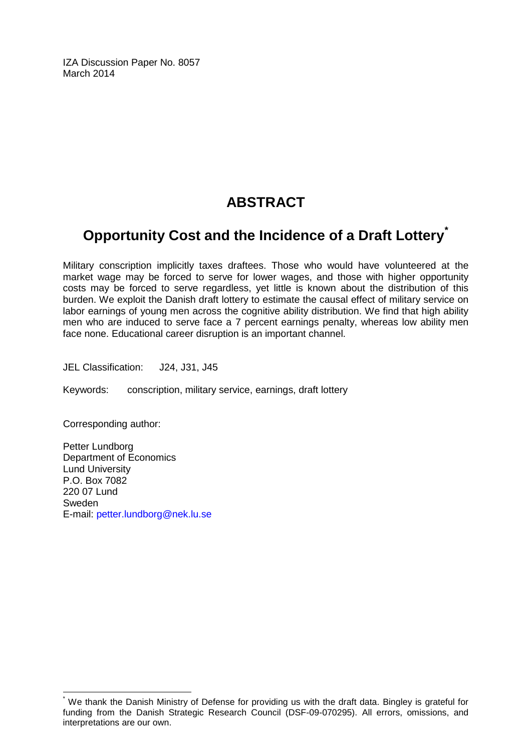IZA Discussion Paper No. 8057
March 2014

# ABSTRACT

## Opportunity Cost and the Incidence of a Draft Lottery[*]

Military conscription implicitly taxes draftees. Those who would have volunteered at the market wage may be forced to serve for lower wages, and those with higher opportunity costs may be forced to serve regardless, yet little is known about the distribution of this burden. We exploit the Danish draft lottery to estimate the causal effect of military service on labor earnings of young men across the cognitive ability distribution. We find that high ability men who are induced to serve face a 7 percent earnings penalty, whereas low ability men face none. Educational career disruption is an important channel.

JEL Classification: J24, J31, J45

Keywords: conscription, military service, earnings, draft lottery

Corresponding author:

Petter Lundborg
Department of Economics
Lund University
P.O. Box 7082
220 07 Lund
Sweden
E-mail: petter.lundborg@nek.lu.se

[*] We thank the Danish Ministry of Defense for providing us with the draft data. Bingley is grateful for funding from the Danish Strategic Research Council (DSF-09-070295). All errors, omissions, and interpretations are our own.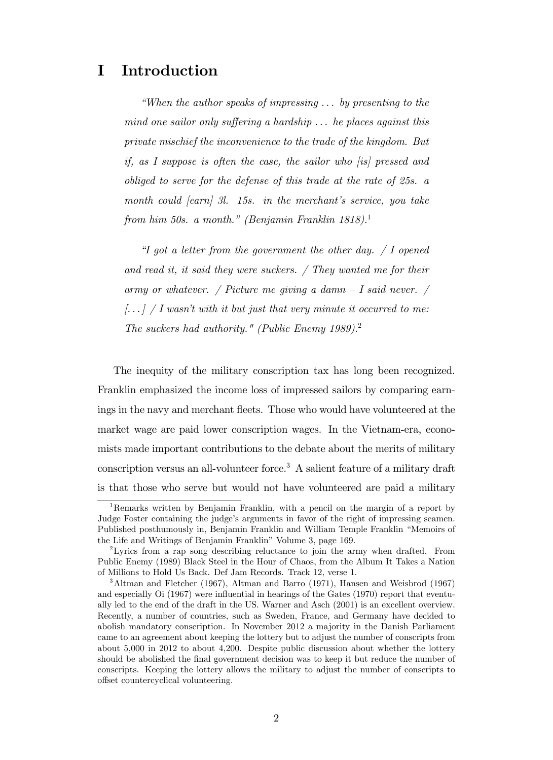# I Introduction

> *"When the author speaks of impressing ... by presenting to the mind one sailor only suffering a hardship ... he places against this private mischief the inconvenience to the trade of the kingdom. But if, as I suppose is often the case, the sailor who [is] pressed and obliged to serve for the defense of this trade at the rate of 25s. a month could [earn] 3l. 15s. in the merchant's service, you take from him 50s. a month." (Benjamin Franklin 1818).*[1]

> *"I got a letter from the government the other day. / I opened and read it, it said they were suckers. / They wanted me for their army or whatever. / Picture me giving a damn – I said never. / [...] / I wasn't with it but just that very minute it occurred to me: The suckers had authority." (Public Enemy 1989).*[2]

The inequity of the military conscription tax has long been recognized. Franklin emphasized the income loss of impressed sailors by comparing earnings in the navy and merchant fleets. Those who would have volunteered at the market wage are paid lower conscription wages. In the Vietnam-era, economists made important contributions to the debate about the merits of military conscription versus an all-volunteer force.[3] A salient feature of a military draft is that those who serve but would not have volunteered are paid a military

---

[1] Remarks written by Benjamin Franklin, with a pencil on the margin of a report by Judge Foster containing the judge's arguments in favor of the right of impressing seamen. Published posthumously in, Benjamin Franklin and William Temple Franklin "Memoirs of the Life and Writings of Benjamin Franklin" Volume 3, page 169.

[2] Lyrics from a rap song describing reluctance to join the army when drafted. From Public Enemy (1989) Black Steel in the Hour of Chaos, from the Album It Takes a Nation of Millions to Hold Us Back. Def Jam Records. Track 12, verse 1.

[3] Altman and Fletcher (1967), Altman and Barro (1971), Hansen and Weisbrod (1967) and especially Oi (1967) were influential in hearings of the Gates (1970) report that eventually led to the end of the draft in the US. Warner and Asch (2001) is an excellent overview. Recently, a number of countries, such as Sweden, France, and Germany have decided to abolish mandatory conscription. In November 2012 a majority in the Danish Parliament came to an agreement about keeping the lottery but to adjust the number of conscripts from about 5,000 in 2012 to about 4,200. Despite public discussion about whether the lottery should be abolished the final government decision was to keep it but reduce the number of conscripts. Keeping the lottery allows the military to adjust the number of conscripts to offset countercyclical volunteering.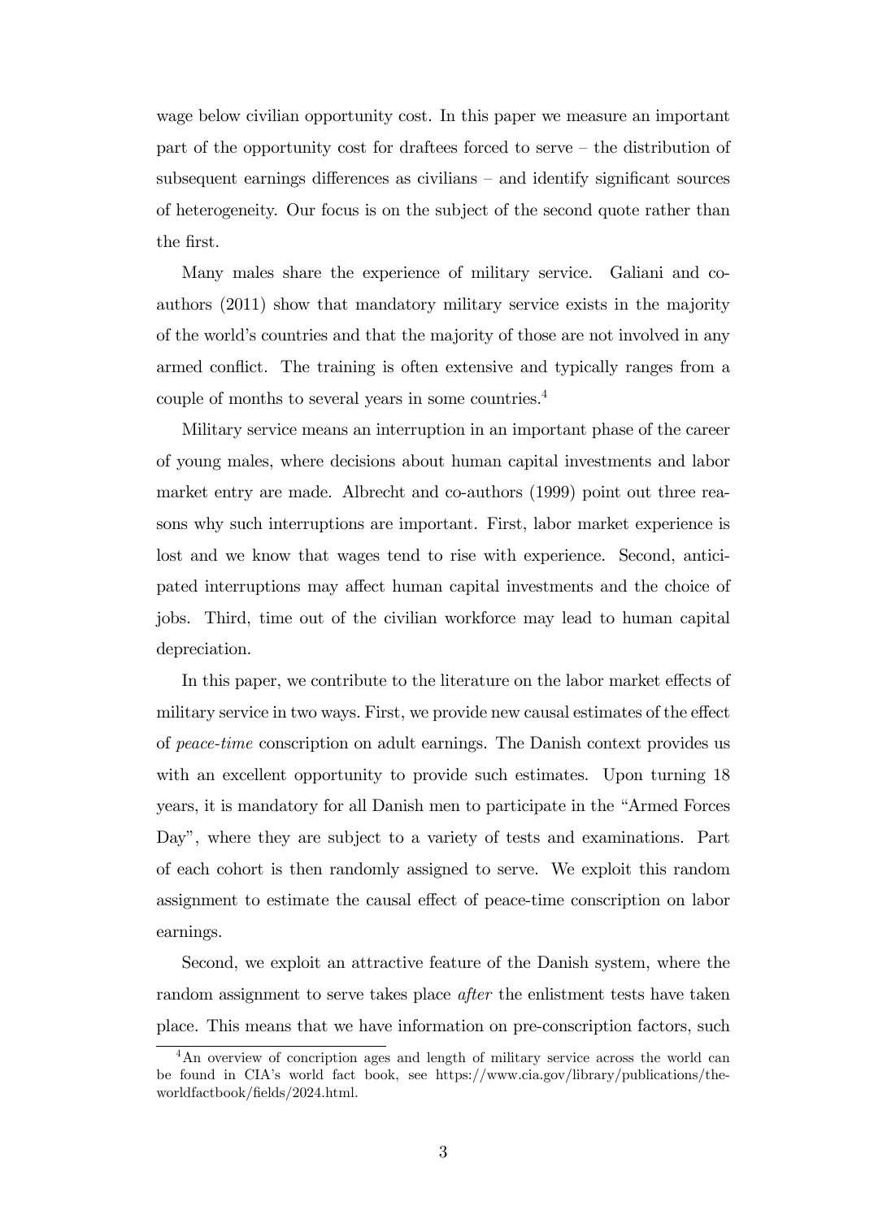wage below civilian opportunity cost. In this paper we measure an important part of the opportunity cost for draftees forced to serve – the distribution of subsequent earnings differences as civilians – and identify significant sources of heterogeneity. Our focus is on the subject of the second quote rather than the first.

Many males share the experience of military service. Galiani and co-authors (2011) show that mandatory military service exists in the majority of the world's countries and that the majority of those are not involved in any armed conflict. The training is often extensive and typically ranges from a couple of months to several years in some countries.[4]

Military service means an interruption in an important phase of the career of young males, where decisions about human capital investments and labor market entry are made. Albrecht and co-authors (1999) point out three reasons why such interruptions are important. First, labor market experience is lost and we know that wages tend to rise with experience. Second, anticipated interruptions may affect human capital investments and the choice of jobs. Third, time out of the civilian workforce may lead to human capital depreciation.

In this paper, we contribute to the literature on the labor market effects of military service in two ways. First, we provide new causal estimates of the effect of *peace-time* conscription on adult earnings. The Danish context provides us with an excellent opportunity to provide such estimates. Upon turning 18 years, it is mandatory for all Danish men to participate in the "Armed Forces Day", where they are subject to a variety of tests and examinations. Part of each cohort is then randomly assigned to serve. We exploit this random assignment to estimate the causal effect of peace-time conscription on labor earnings.

Second, we exploit an attractive feature of the Danish system, where the random assignment to serve takes place *after* the enlistment tests have taken place. This means that we have information on pre-conscription factors, such

[4] An overview of conscription ages and length of military service across the world can be found in CIA's world fact book, see https://www.cia.gov/library/publications/the-worldfactbook/fields/2024.html.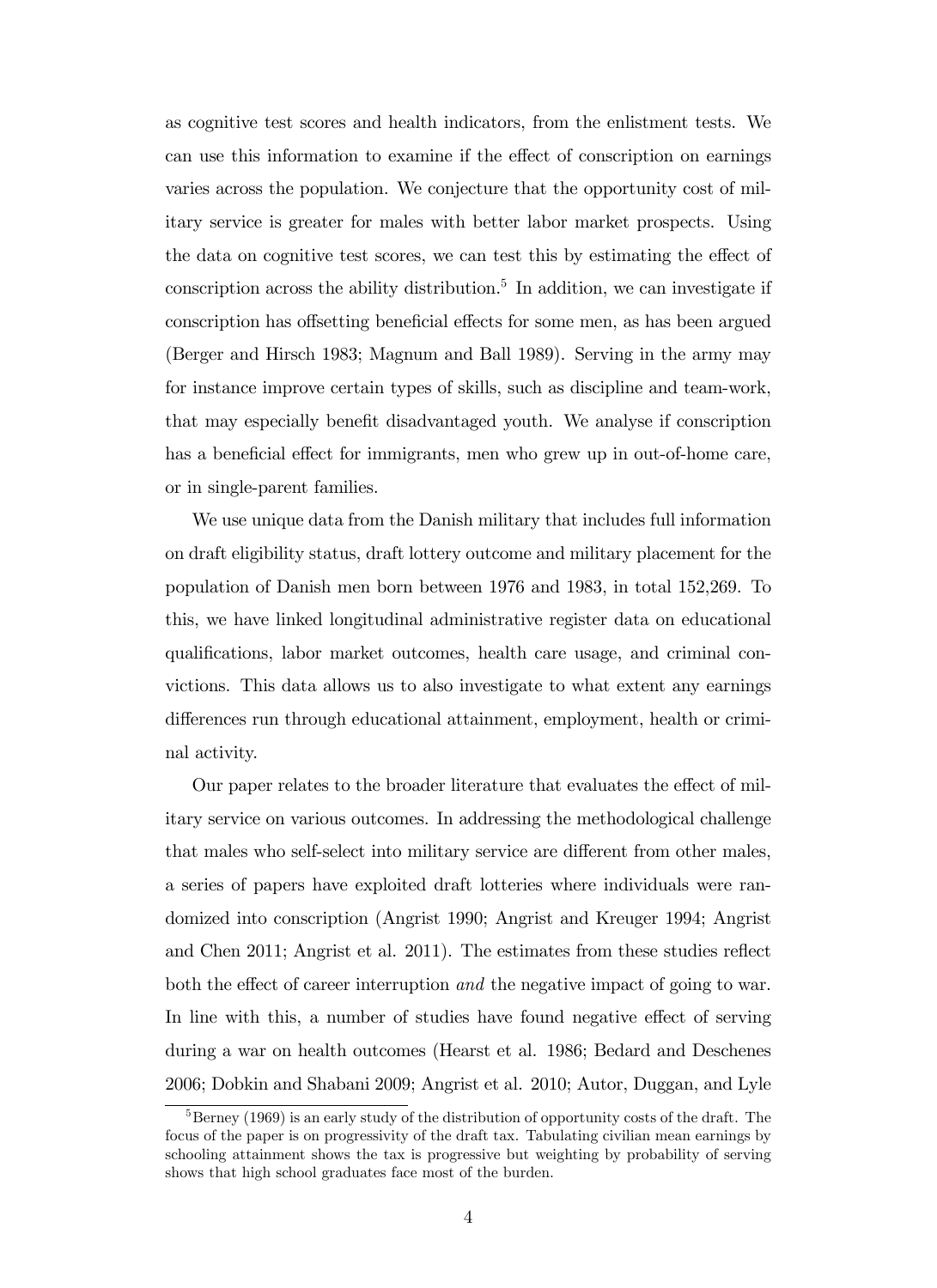as cognitive test scores and health indicators, from the enlistment tests. We can use this information to examine if the effect of conscription on earnings varies across the population. We conjecture that the opportunity cost of military service is greater for males with better labor market prospects. Using the data on cognitive test scores, we can test this by estimating the effect of conscription across the ability distribution.[5] In addition, we can investigate if conscription has offsetting beneficial effects for some men, as has been argued (Berger and Hirsch 1983; Magnum and Ball 1989). Serving in the army may for instance improve certain types of skills, such as discipline and team-work, that may especially benefit disadvantaged youth. We analyse if conscription has a beneficial effect for immigrants, men who grew up in out-of-home care, or in single-parent families.

We use unique data from the Danish military that includes full information on draft eligibility status, draft lottery outcome and military placement for the population of Danish men born between 1976 and 1983, in total 152,269. To this, we have linked longitudinal administrative register data on educational qualifications, labor market outcomes, health care usage, and criminal convictions. This data allows us to also investigate to what extent any earnings differences run through educational attainment, employment, health or criminal activity.

Our paper relates to the broader literature that evaluates the effect of military service on various outcomes. In addressing the methodological challenge that males who self-select into military service are different from other males, a series of papers have exploited draft lotteries where individuals were randomized into conscription (Angrist 1990; Angrist and Kreuger 1994; Angrist and Chen 2011; Angrist et al. 2011). The estimates from these studies reflect both the effect of career interruption *and* the negative impact of going to war. In line with this, a number of studies have found negative effect of serving during a war on health outcomes (Hearst et al. 1986; Bedard and Deschenes 2006; Dobkin and Shabani 2009; Angrist et al. 2010; Autor, Duggan, and Lyle

[5] Berney (1969) is an early study of the distribution of opportunity costs of the draft. The focus of the paper is on progressivity of the draft tax. Tabulating civilian mean earnings by schooling attainment shows the tax is progressive but weighting by probability of serving shows that high school graduates face most of the burden.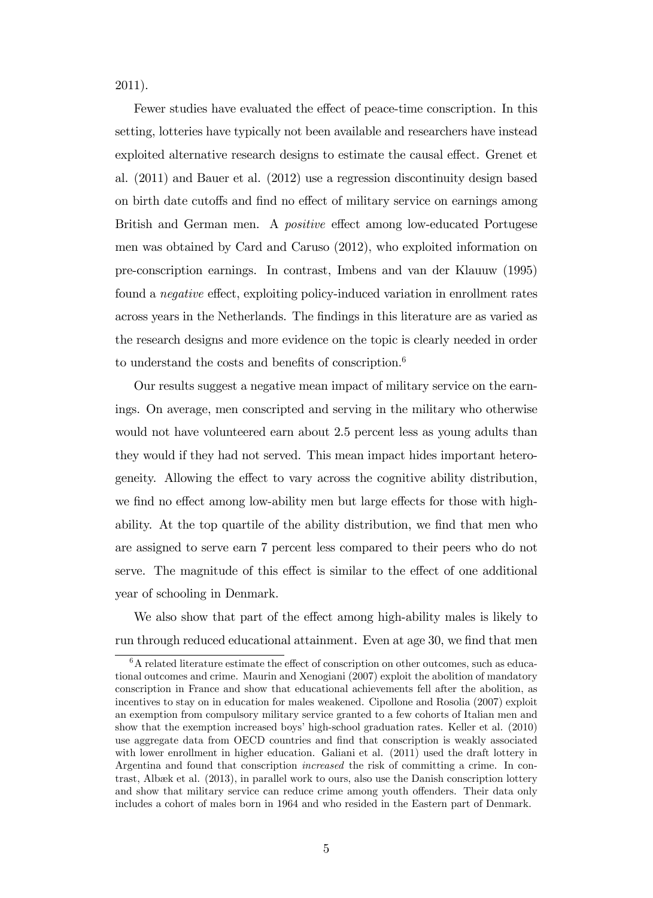2011).

Fewer studies have evaluated the effect of peace-time conscription. In this setting, lotteries have typically not been available and researchers have instead exploited alternative research designs to estimate the causal effect. Grenet et al. (2011) and Bauer et al. (2012) use a regression discontinuity design based on birth date cutoffs and find no effect of military service on earnings among British and German men. A *positive* effect among low-educated Portugese men was obtained by Card and Caruso (2012), who exploited information on pre-conscription earnings. In contrast, Imbens and van der Klauuw (1995) found a *negative* effect, exploiting policy-induced variation in enrollment rates across years in the Netherlands. The findings in this literature are as varied as the research designs and more evidence on the topic is clearly needed in order to understand the costs and benefits of conscription.[6]

Our results suggest a negative mean impact of military service on the earnings. On average, men conscripted and serving in the military who otherwise would not have volunteered earn about 2.5 percent less as young adults than they would if they had not served. This mean impact hides important heterogeneity. Allowing the effect to vary across the cognitive ability distribution, we find no effect among low-ability men but large effects for those with high-ability. At the top quartile of the ability distribution, we find that men who are assigned to serve earn 7 percent less compared to their peers who do not serve. The magnitude of this effect is similar to the effect of one additional year of schooling in Denmark.

We also show that part of the effect among high-ability males is likely to run through reduced educational attainment. Even at age 30, we find that men

[6] A related literature estimate the effect of conscription on other outcomes, such as educational outcomes and crime. Maurin and Xenogiani (2007) exploit the abolition of mandatory conscription in France and show that educational achievements fell after the abolition, as incentives to stay on in education for males weakened. Cipollone and Rosolia (2007) exploit an exemption from compulsory military service granted to a few cohorts of Italian men and show that the exemption increased boys' high-school graduation rates. Keller et al. (2010) use aggregate data from OECD countries and find that conscription is weakly associated with lower enrollment in higher education. Galiani et al. (2011) used the draft lottery in Argentina and found that conscription *increased* the risk of committing a crime. In contrast, Albæk et al. (2013), in parallel work to ours, also use the Danish conscription lottery and show that military service can reduce crime among youth offenders. Their data only includes a cohort of males born in 1964 and who resided in the Eastern part of Denmark.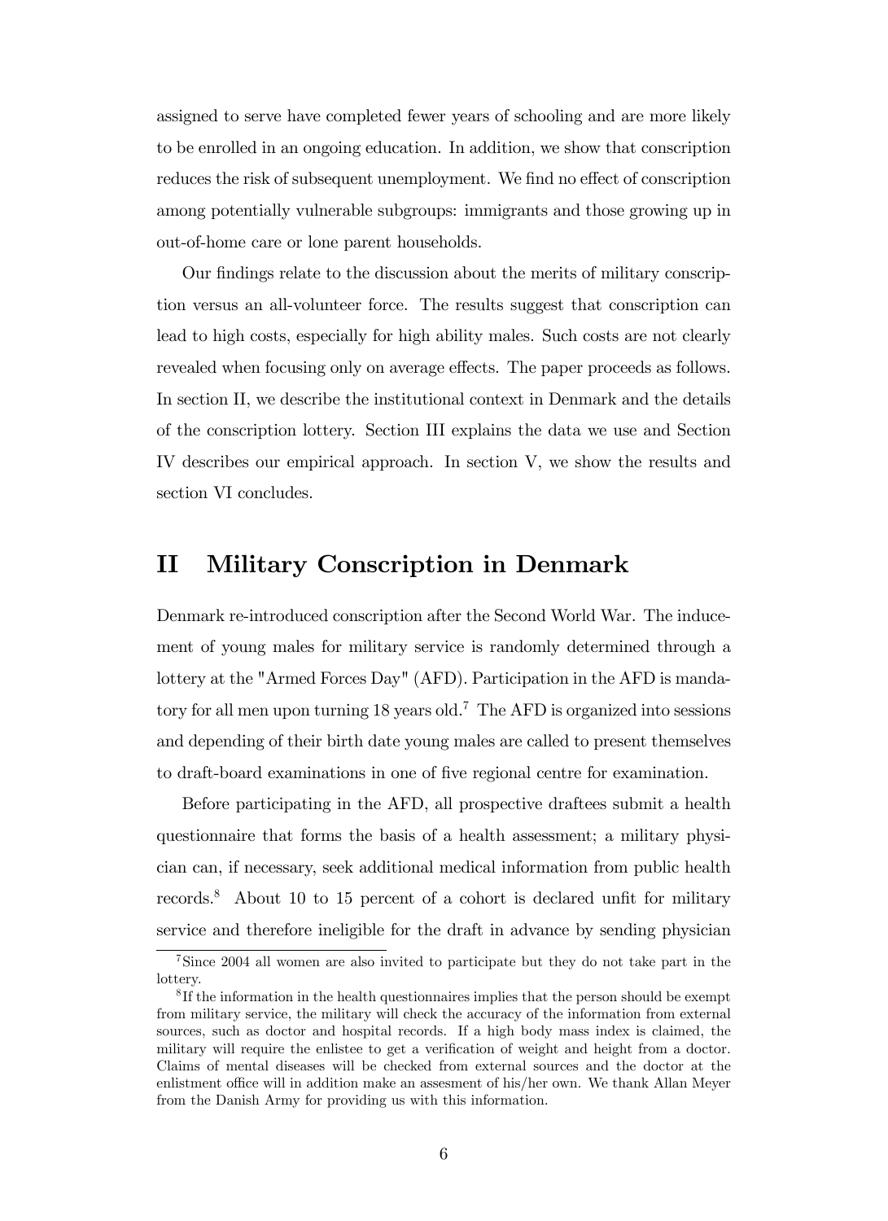assigned to serve have completed fewer years of schooling and are more likely to be enrolled in an ongoing education. In addition, we show that conscription reduces the risk of subsequent unemployment. We find no effect of conscription among potentially vulnerable subgroups: immigrants and those growing up in out-of-home care or lone parent households.

Our findings relate to the discussion about the merits of military conscription versus an all-volunteer force. The results suggest that conscription can lead to high costs, especially for high ability males. Such costs are not clearly revealed when focusing only on average effects. The paper proceeds as follows. In section II, we describe the institutional context in Denmark and the details of the conscription lottery. Section III explains the data we use and Section IV describes our empirical approach. In section V, we show the results and section VI concludes.

# II Military Conscription in Denmark

Denmark re-introduced conscription after the Second World War. The inducement of young males for military service is randomly determined through a lottery at the "Armed Forces Day" (AFD). Participation in the AFD is mandatory for all men upon turning 18 years old.[7] The AFD is organized into sessions and depending of their birth date young males are called to present themselves to draft-board examinations in one of five regional centre for examination.

Before participating in the AFD, all prospective draftees submit a health questionnaire that forms the basis of a health assessment; a military physician can, if necessary, seek additional medical information from public health records.[8] About 10 to 15 percent of a cohort is declared unfit for military service and therefore ineligible for the draft in advance by sending physician

---

[7] Since 2004 all women are also invited to participate but they do not take part in the lottery.

[8] If the information in the health questionnaires implies that the person should be exempt from military service, the military will check the accuracy of the information from external sources, such as doctor and hospital records. If a high body mass index is claimed, the military will require the enlistee to get a verification of weight and height from a doctor. Claims of mental diseases will be checked from external sources and the doctor at the enlistment office will in addition make an assesment of his/her own. We thank Allan Meyer from the Danish Army for providing us with this information.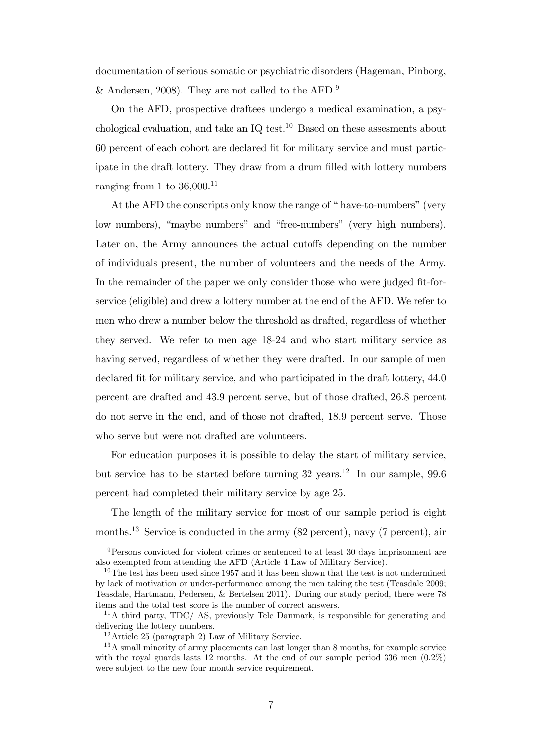documentation of serious somatic or psychiatric disorders (Hageman, Pinborg, & Andersen, 2008). They are not called to the AFD.[9]

On the AFD, prospective draftees undergo a medical examination, a psychological evaluation, and take an IQ test.[10] Based on these assesments about 60 percent of each cohort are declared fit for military service and must participate in the draft lottery. They draw from a drum filled with lottery numbers ranging from 1 to 36,000.[11]

At the AFD the conscripts only know the range of " have-to-numbers" (very low numbers), "maybe numbers" and "free-numbers" (very high numbers). Later on, the Army announces the actual cutoffs depending on the number of individuals present, the number of volunteers and the needs of the Army. In the remainder of the paper we only consider those who were judged fit-for-service (eligible) and drew a lottery number at the end of the AFD. We refer to men who drew a number below the threshold as drafted, regardless of whether they served. We refer to men age 18-24 and who start military service as having served, regardless of whether they were drafted. In our sample of men declared fit for military service, and who participated in the draft lottery, 44.0 percent are drafted and 43.9 percent serve, but of those drafted, 26.8 percent do not serve in the end, and of those not drafted, 18.9 percent serve. Those who serve but were not drafted are volunteers.

For education purposes it is possible to delay the start of military service, but service has to be started before turning 32 years.[12] In our sample, 99.6 percent had completed their military service by age 25.

The length of the military service for most of our sample period is eight months.[13] Service is conducted in the army (82 percent), navy (7 percent), air

[9] Persons convicted for violent crimes or sentenced to at least 30 days imprisonment are also exempted from attending the AFD (Article 4 Law of Military Service).

[10] The test has been used since 1957 and it has been shown that the test is not undermined by lack of motivation or under-performance among the men taking the test (Teasdale 2009; Teasdale, Hartmann, Pedersen, & Bertelsen 2011). During our study period, there were 78 items and the total test score is the number of correct answers.

[11] A third party, TDC/ AS, previously Tele Danmark, is responsible for generating and delivering the lottery numbers.

[12] Article 25 (paragraph 2) Law of Military Service.

[13] A small minority of army placements can last longer than 8 months, for example service with the royal guards lasts 12 months. At the end of our sample period 336 men (0.2%) were subject to the new four month service requirement.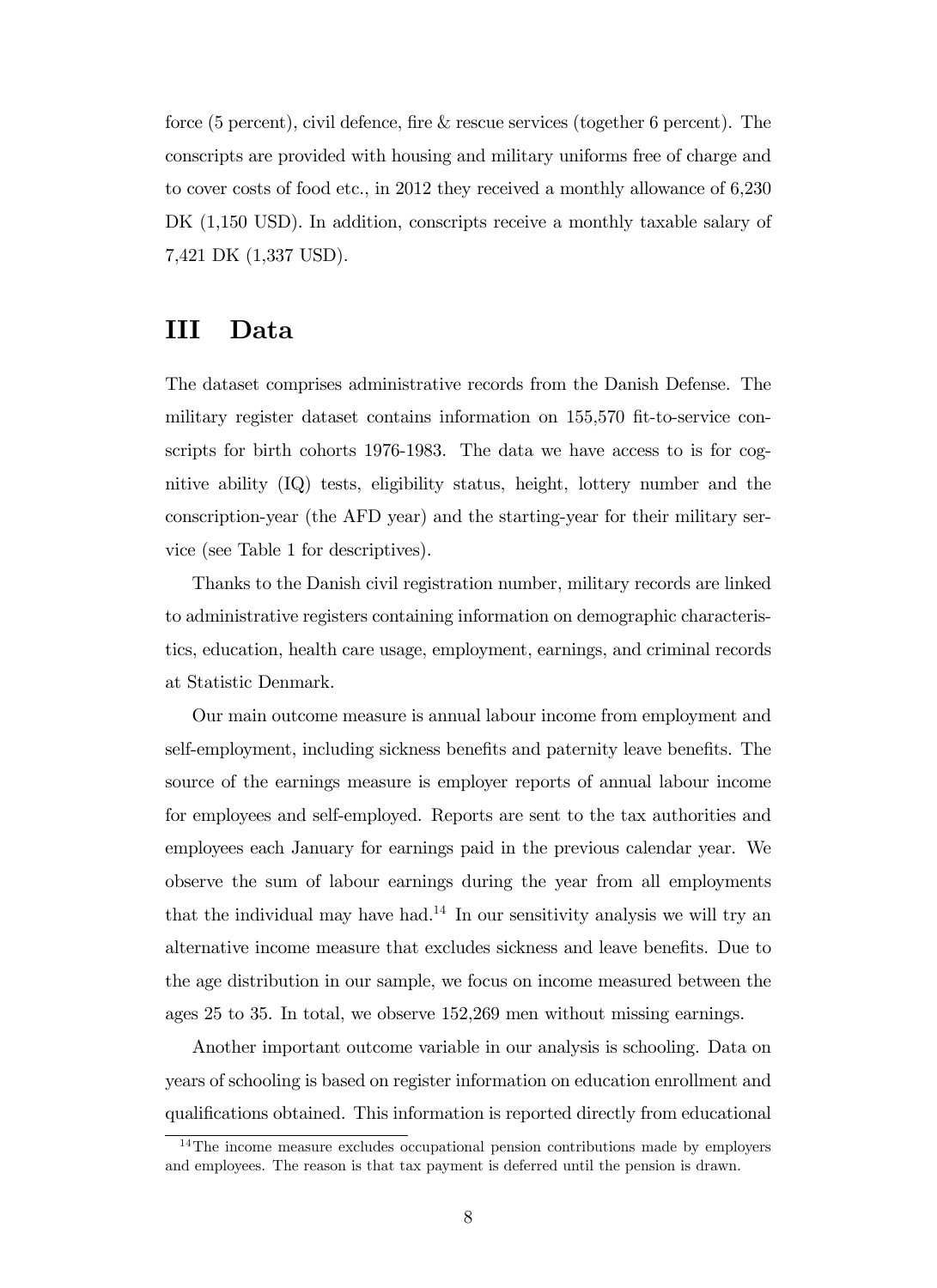force (5 percent), civil defence, fire & rescue services (together 6 percent). The conscripts are provided with housing and military uniforms free of charge and to cover costs of food etc., in 2012 they received a monthly allowance of 6,230 DK (1,150 USD). In addition, conscripts receive a monthly taxable salary of 7,421 DK (1,337 USD).

# III Data

The dataset comprises administrative records from the Danish Defense. The military register dataset contains information on 155,570 fit-to-service conscripts for birth cohorts 1976-1983. The data we have access to is for cognitive ability (IQ) tests, eligibility status, height, lottery number and the conscription-year (the AFD year) and the starting-year for their military service (see Table 1 for descriptives).

Thanks to the Danish civil registration number, military records are linked to administrative registers containing information on demographic characteristics, education, health care usage, employment, earnings, and criminal records at Statistic Denmark.

Our main outcome measure is annual labour income from employment and self-employment, including sickness benefits and paternity leave benefits. The source of the earnings measure is employer reports of annual labour income for employees and self-employed. Reports are sent to the tax authorities and employees each January for earnings paid in the previous calendar year. We observe the sum of labour earnings during the year from all employments that the individual may have had.[14] In our sensitivity analysis we will try an alternative income measure that excludes sickness and leave benefits. Due to the age distribution in our sample, we focus on income measured between the ages 25 to 35. In total, we observe 152,269 men without missing earnings.

Another important outcome variable in our analysis is schooling. Data on years of schooling is based on register information on education enrollment and qualifications obtained. This information is reported directly from educational

[14] The income measure excludes occupational pension contributions made by employers and employees. The reason is that tax payment is deferred until the pension is drawn.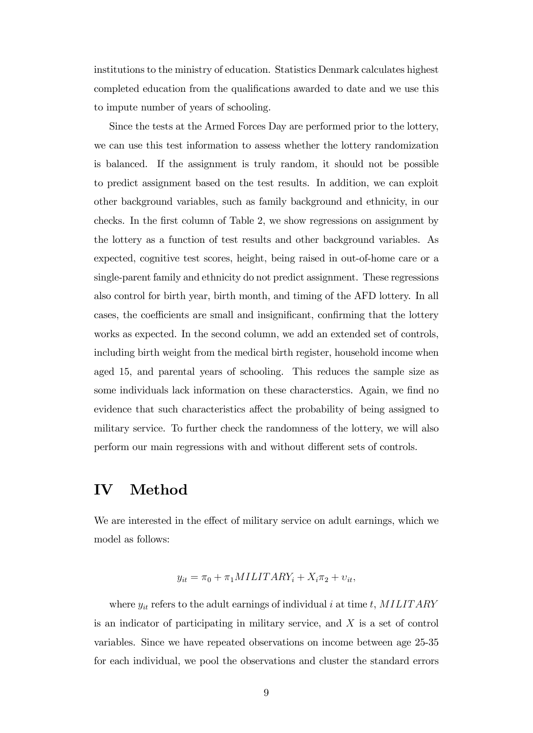institutions to the ministry of education. Statistics Denmark calculates highest completed education from the qualifications awarded to date and we use this to impute number of years of schooling.

Since the tests at the Armed Forces Day are performed prior to the lottery, we can use this test information to assess whether the lottery randomization is balanced. If the assignment is truly random, it should not be possible to predict assignment based on the test results. In addition, we can exploit other background variables, such as family background and ethnicity, in our checks. In the first column of Table 2, we show regressions on assignment by the lottery as a function of test results and other background variables. As expected, cognitive test scores, height, being raised in out-of-home care or a single-parent family and ethnicity do not predict assignment. These regressions also control for birth year, birth month, and timing of the AFD lottery. In all cases, the coefficients are small and insignificant, confirming that the lottery works as expected. In the second column, we add an extended set of controls, including birth weight from the medical birth register, household income when aged 15, and parental years of schooling. This reduces the sample size as some individuals lack information on these characterstics. Again, we find no evidence that such characteristics affect the probability of being assigned to military service. To further check the randomness of the lottery, we will also perform our main regressions with and without different sets of controls.

# IV Method

We are interested in the effect of military service on adult earnings, which we model as follows:

$$y_{it} = \pi_0 + \pi_1 MILITARY_i + X_i \pi_2 + \upsilon_{it},$$

where $y_{it}$ refers to the adult earnings of individual $i$ at time $t$, $MILITARY$ is an indicator of participating in military service, and $X$ is a set of control variables. Since we have repeated observations on income between age 25-35 for each individual, we pool the observations and cluster the standard errors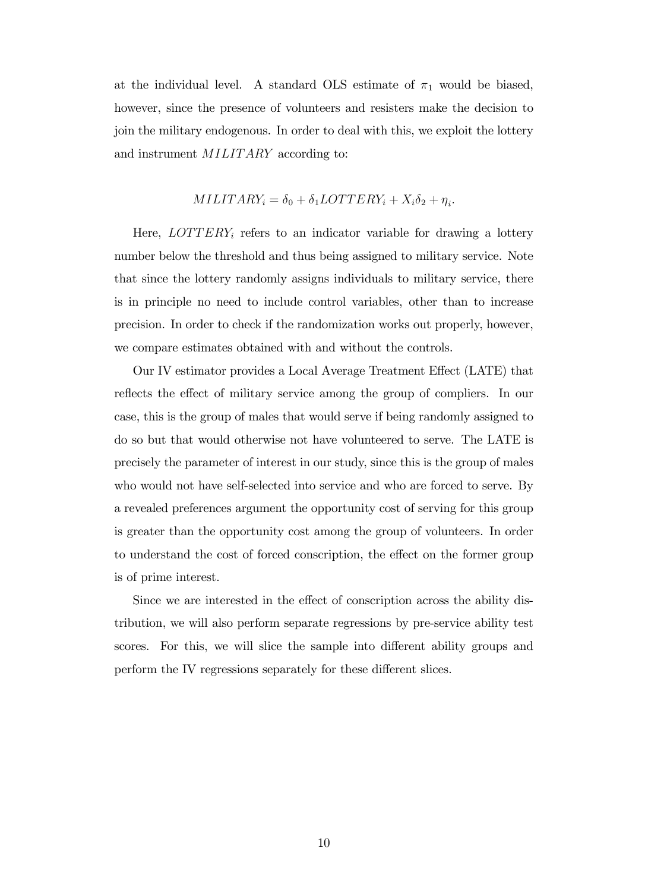at the individual level. A standard OLS estimate of $\pi_1$ would be biased, however, since the presence of volunteers and resisters make the decision to join the military endogenous. In order to deal with this, we exploit the lottery and instrument $MILITARY$ according to:

$$MILITARY_i = \delta_0 + \delta_1 LOTTERY_i + X_i\delta_2 + \eta_i.$$

Here, $LOTTERY_i$ refers to an indicator variable for drawing a lottery number below the threshold and thus being assigned to military service. Note that since the lottery randomly assigns individuals to military service, there is in principle no need to include control variables, other than to increase precision. In order to check if the randomization works out properly, however, we compare estimates obtained with and without the controls.

Our IV estimator provides a Local Average Treatment Effect (LATE) that reflects the effect of military service among the group of compliers. In our case, this is the group of males that would serve if being randomly assigned to do so but that would otherwise not have volunteered to serve. The LATE is precisely the parameter of interest in our study, since this is the group of males who would not have self-selected into service and who are forced to serve. By a revealed preferences argument the opportunity cost of serving for this group is greater than the opportunity cost among the group of volunteers. In order to understand the cost of forced conscription, the effect on the former group is of prime interest.

Since we are interested in the effect of conscription across the ability distribution, we will also perform separate regressions by pre-service ability test scores. For this, we will slice the sample into different ability groups and perform the IV regressions separately for these different slices.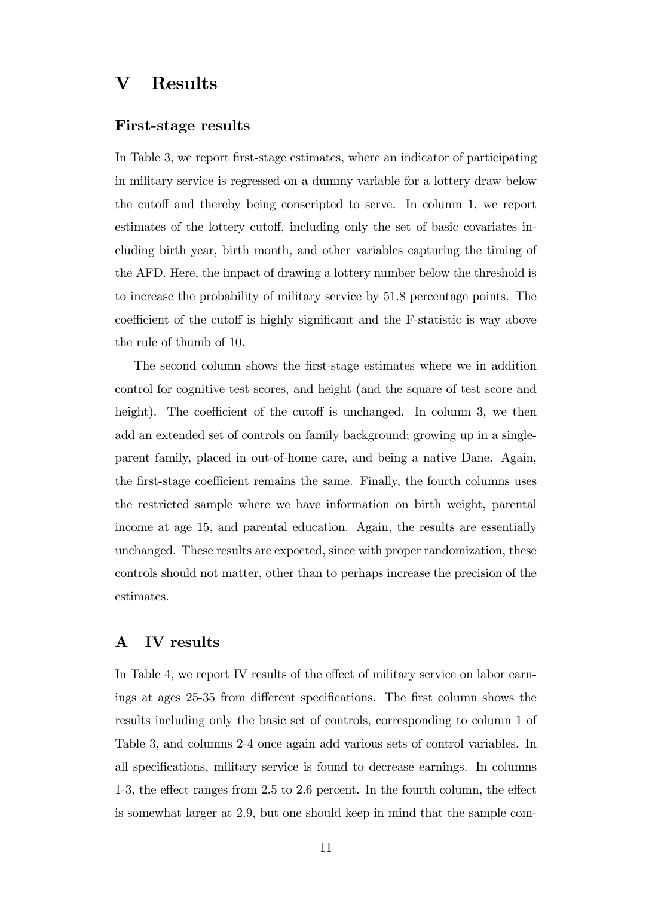# V Results

### First-stage results

In Table 3, we report first-stage estimates, where an indicator of participating in military service is regressed on a dummy variable for a lottery draw below the cutoff and thereby being conscripted to serve. In column 1, we report estimates of the lottery cutoff, including only the set of basic covariates including birth year, birth month, and other variables capturing the timing of the AFD. Here, the impact of drawing a lottery number below the threshold is to increase the probability of military service by 51.8 percentage points. The coefficient of the cutoff is highly significant and the F-statistic is way above the rule of thumb of 10.

The second column shows the first-stage estimates where we in addition control for cognitive test scores, and height (and the square of test score and height). The coefficient of the cutoff is unchanged. In column 3, we then add an extended set of controls on family background; growing up in a single-parent family, placed in out-of-home care, and being a native Dane. Again, the first-stage coefficient remains the same. Finally, the fourth columns uses the restricted sample where we have information on birth weight, parental income at age 15, and parental education. Again, the results are essentially unchanged. These results are expected, since with proper randomization, these controls should not matter, other than to perhaps increase the precision of the estimates.

## A IV results

In Table 4, we report IV results of the effect of military service on labor earnings at ages 25-35 from different specifications. The first column shows the results including only the basic set of controls, corresponding to column 1 of Table 3, and columns 2-4 once again add various sets of control variables. In all specifications, military service is found to decrease earnings. In columns 1-3, the effect ranges from 2.5 to 2.6 percent. In the fourth column, the effect is somewhat larger at 2.9, but one should keep in mind that the sample com-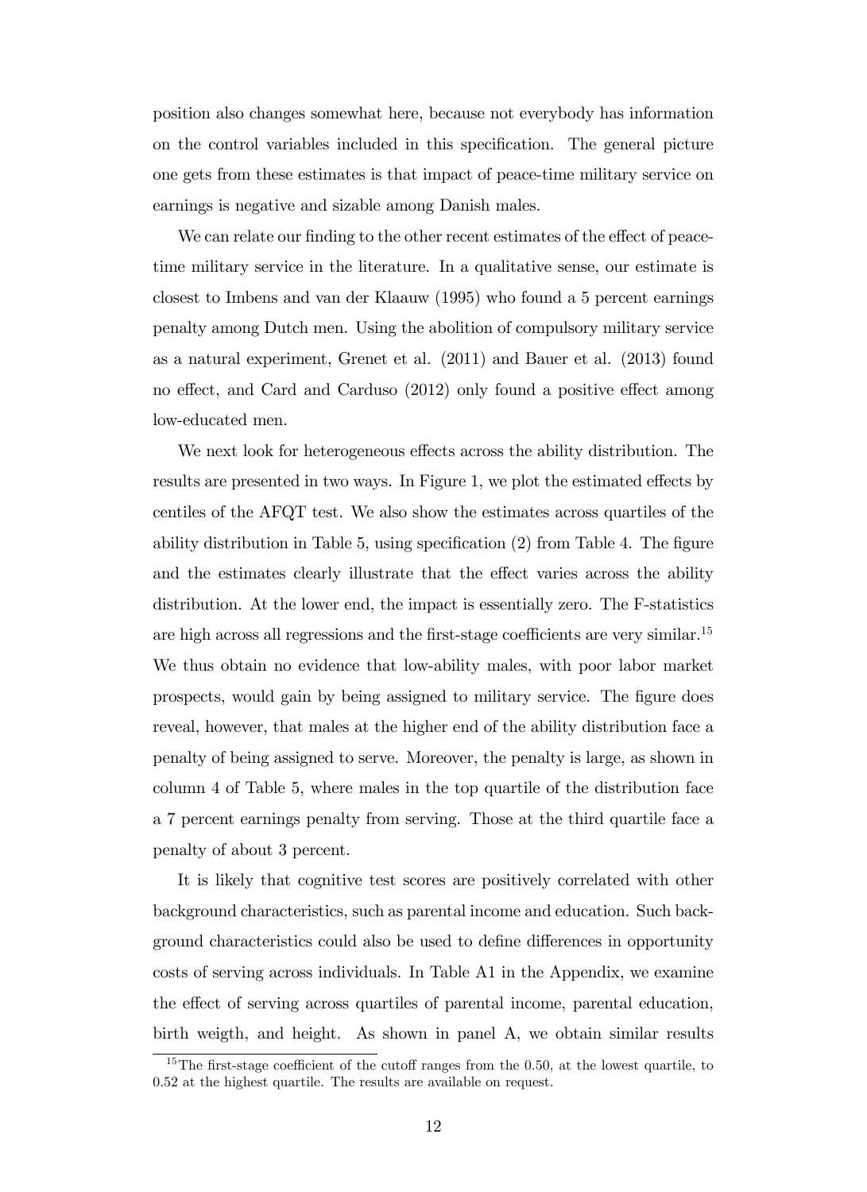position also changes somewhat here, because not everybody has information on the control variables included in this specification. The general picture one gets from these estimates is that impact of peace-time military service on earnings is negative and sizable among Danish males.

We can relate our finding to the other recent estimates of the effect of peace-time military service in the literature. In a qualitative sense, our estimate is closest to Imbens and van der Klaauw (1995) who found a 5 percent earnings penalty among Dutch men. Using the abolition of compulsory military service as a natural experiment, Grenet et al. (2011) and Bauer et al. (2013) found no effect, and Card and Carduso (2012) only found a positive effect among low-educated men.

We next look for heterogeneous effects across the ability distribution. The results are presented in two ways. In Figure 1, we plot the estimated effects by centiles of the AFQT test. We also show the estimates across quartiles of the ability distribution in Table 5, using specification (2) from Table 4. The figure and the estimates clearly illustrate that the effect varies across the ability distribution. At the lower end, the impact is essentially zero. The F-statistics are high across all regressions and the first-stage coefficients are very similar.[15] We thus obtain no evidence that low-ability males, with poor labor market prospects, would gain by being assigned to military service. The figure does reveal, however, that males at the higher end of the ability distribution face a penalty of being assigned to serve. Moreover, the penalty is large, as shown in column 4 of Table 5, where males in the top quartile of the distribution face a 7 percent earnings penalty from serving. Those at the third quartile face a penalty of about 3 percent.

It is likely that cognitive test scores are positively correlated with other background characteristics, such as parental income and education. Such background characteristics could also be used to define differences in opportunity costs of serving across individuals. In Table A1 in the Appendix, we examine the effect of serving across quartiles of parental income, parental education, birth weigth, and height. As shown in panel A, we obtain similar results

[15] The first-stage coefficient of the cutoff ranges from the 0.50, at the lowest quartile, to 0.52 at the highest quartile. The results are available on request.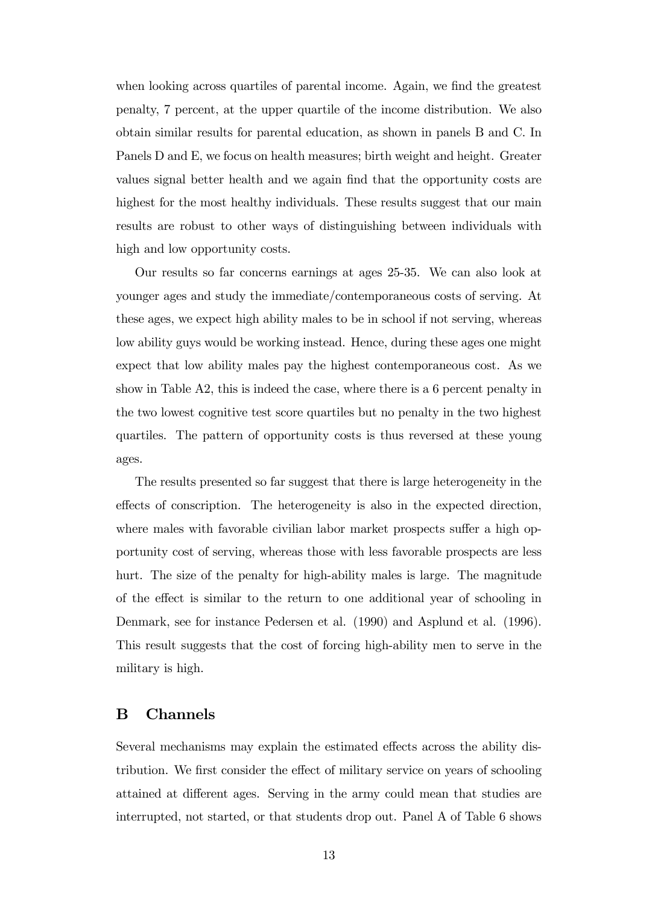when looking across quartiles of parental income. Again, we find the greatest penalty, 7 percent, at the upper quartile of the income distribution. We also obtain similar results for parental education, as shown in panels B and C. In Panels D and E, we focus on health measures; birth weight and height. Greater values signal better health and we again find that the opportunity costs are highest for the most healthy individuals. These results suggest that our main results are robust to other ways of distinguishing between individuals with high and low opportunity costs.

Our results so far concerns earnings at ages 25-35. We can also look at younger ages and study the immediate/contemporaneous costs of serving. At these ages, we expect high ability males to be in school if not serving, whereas low ability guys would be working instead. Hence, during these ages one might expect that low ability males pay the highest contemporaneous cost. As we show in Table A2, this is indeed the case, where there is a 6 percent penalty in the two lowest cognitive test score quartiles but no penalty in the two highest quartiles. The pattern of opportunity costs is thus reversed at these young ages.

The results presented so far suggest that there is large heterogeneity in the effects of conscription. The heterogeneity is also in the expected direction, where males with favorable civilian labor market prospects suffer a high opportunity cost of serving, whereas those with less favorable prospects are less hurt. The size of the penalty for high-ability males is large. The magnitude of the effect is similar to the return to one additional year of schooling in Denmark, see for instance Pedersen et al. (1990) and Asplund et al. (1996). This result suggests that the cost of forcing high-ability men to serve in the military is high.

## B Channels

Several mechanisms may explain the estimated effects across the ability distribution. We first consider the effect of military service on years of schooling attained at different ages. Serving in the army could mean that studies are interrupted, not started, or that students drop out. Panel A of Table 6 shows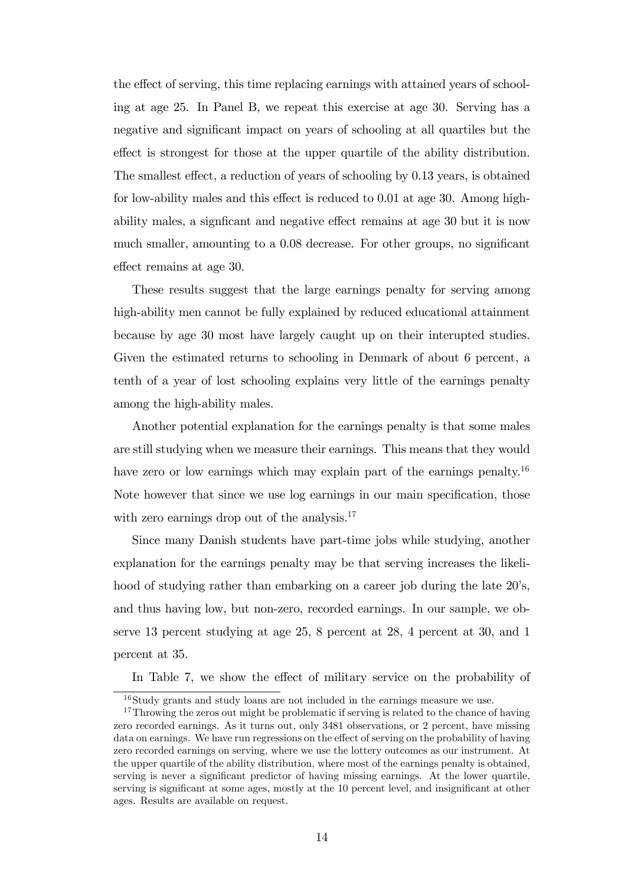the effect of serving, this time replacing earnings with attained years of schooling at age 25. In Panel B, we repeat this exercise at age 30. Serving has a negative and significant impact on years of schooling at all quartiles but the effect is strongest for those at the upper quartile of the ability distribution. The smallest effect, a reduction of years of schooling by 0.13 years, is obtained for low-ability males and this effect is reduced to 0.01 at age 30. Among high-ability males, a signficant and negative effect remains at age 30 but it is now much smaller, amounting to a 0.08 decrease. For other groups, no significant effect remains at age 30.

These results suggest that the large earnings penalty for serving among high-ability men cannot be fully explained by reduced educational attainment because by age 30 most have largely caught up on their interupted studies. Given the estimated returns to schooling in Denmark of about 6 percent, a tenth of a year of lost schooling explains very little of the earnings penalty among the high-ability males.

Another potential explanation for the earnings penalty is that some males are still studying when we measure their earnings. This means that they would have zero or low earnings which may explain part of the earnings penalty.[16] Note however that since we use log earnings in our main specification, those with zero earnings drop out of the analysis.[17]

Since many Danish students have part-time jobs while studying, another explanation for the earnings penalty may be that serving increases the likelihood of studying rather than embarking on a career job during the late 20's, and thus having low, but non-zero, recorded earnings. In our sample, we observe 13 percent studying at age 25, 8 percent at 28, 4 percent at 30, and 1 percent at 35.

In Table 7, we show the effect of military service on the probability of

---

[16] Study grants and study loans are not included in the earnings measure we use.

[17] Throwing the zeros out might be problematic if serving is related to the chance of having zero recorded earnings. As it turns out, only 3481 observations, or 2 percent, have missing data on earnings. We have run regressions on the effect of serving on the probability of having zero recorded earnings on serving, where we use the lottery outcomes as our instrument. At the upper quartile of the ability distribution, where most of the earnings penalty is obtained, serving is never a significant predictor of having missing earnings. At the lower quartile, serving is significant at some ages, mostly at the 10 percent level, and insignificant at other ages. Results are available on request.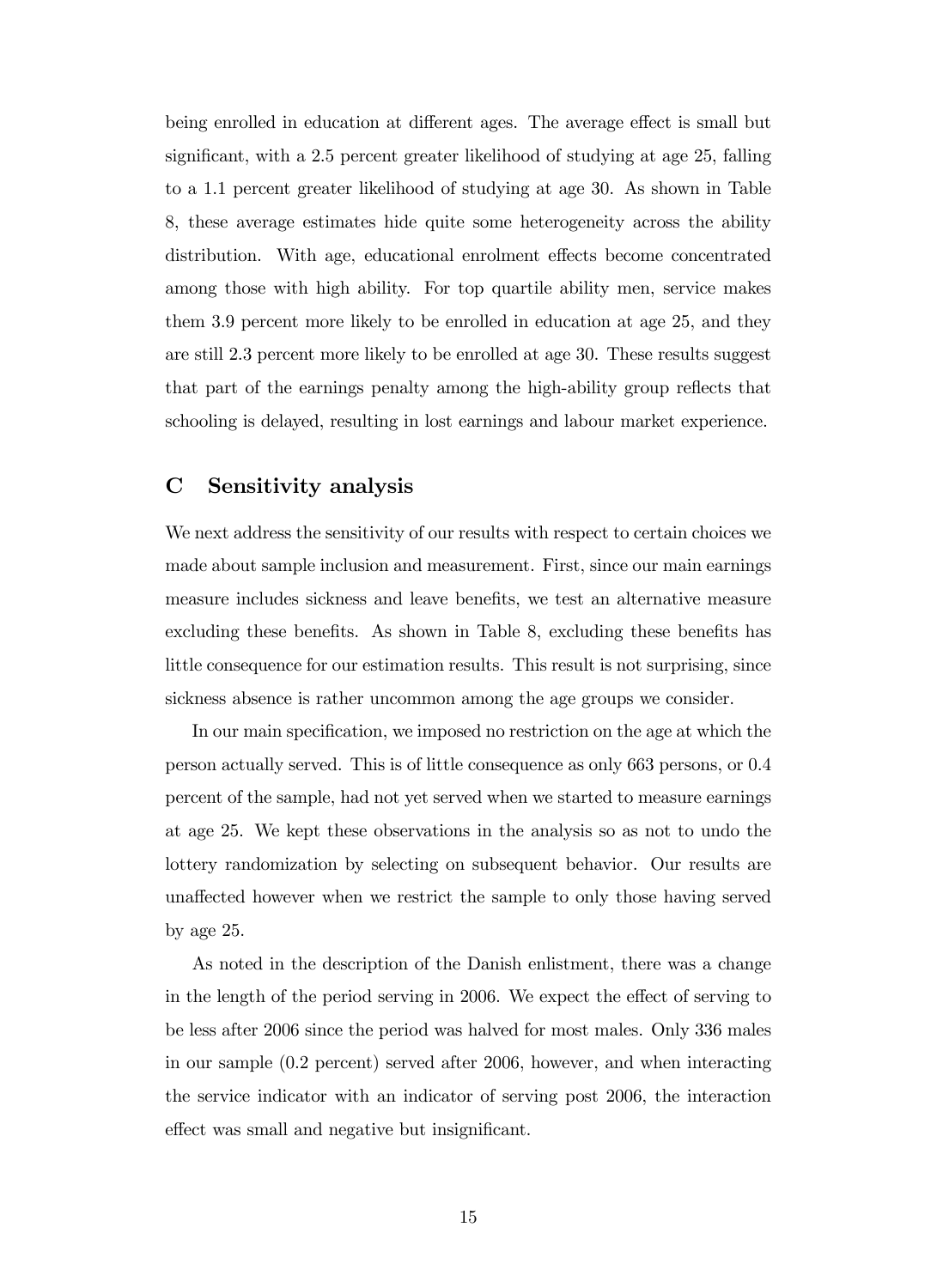being enrolled in education at different ages. The average effect is small but significant, with a 2.5 percent greater likelihood of studying at age 25, falling to a 1.1 percent greater likelihood of studying at age 30. As shown in Table 8, these average estimates hide quite some heterogeneity across the ability distribution. With age, educational enrolment effects become concentrated among those with high ability. For top quartile ability men, service makes them 3.9 percent more likely to be enrolled in education at age 25, and they are still 2.3 percent more likely to be enrolled at age 30. These results suggest that part of the earnings penalty among the high-ability group reflects that schooling is delayed, resulting in lost earnings and labour market experience.

## C Sensitivity analysis

We next address the sensitivity of our results with respect to certain choices we made about sample inclusion and measurement. First, since our main earnings measure includes sickness and leave benefits, we test an alternative measure excluding these benefits. As shown in Table 8, excluding these benefits has little consequence for our estimation results. This result is not surprising, since sickness absence is rather uncommon among the age groups we consider.

In our main specification, we imposed no restriction on the age at which the person actually served. This is of little consequence as only 663 persons, or 0.4 percent of the sample, had not yet served when we started to measure earnings at age 25. We kept these observations in the analysis so as not to undo the lottery randomization by selecting on subsequent behavior. Our results are unaffected however when we restrict the sample to only those having served by age 25.

As noted in the description of the Danish enlistment, there was a change in the length of the period serving in 2006. We expect the effect of serving to be less after 2006 since the period was halved for most males. Only 336 males in our sample (0.2 percent) served after 2006, however, and when interacting the service indicator with an indicator of serving post 2006, the interaction effect was small and negative but insignificant.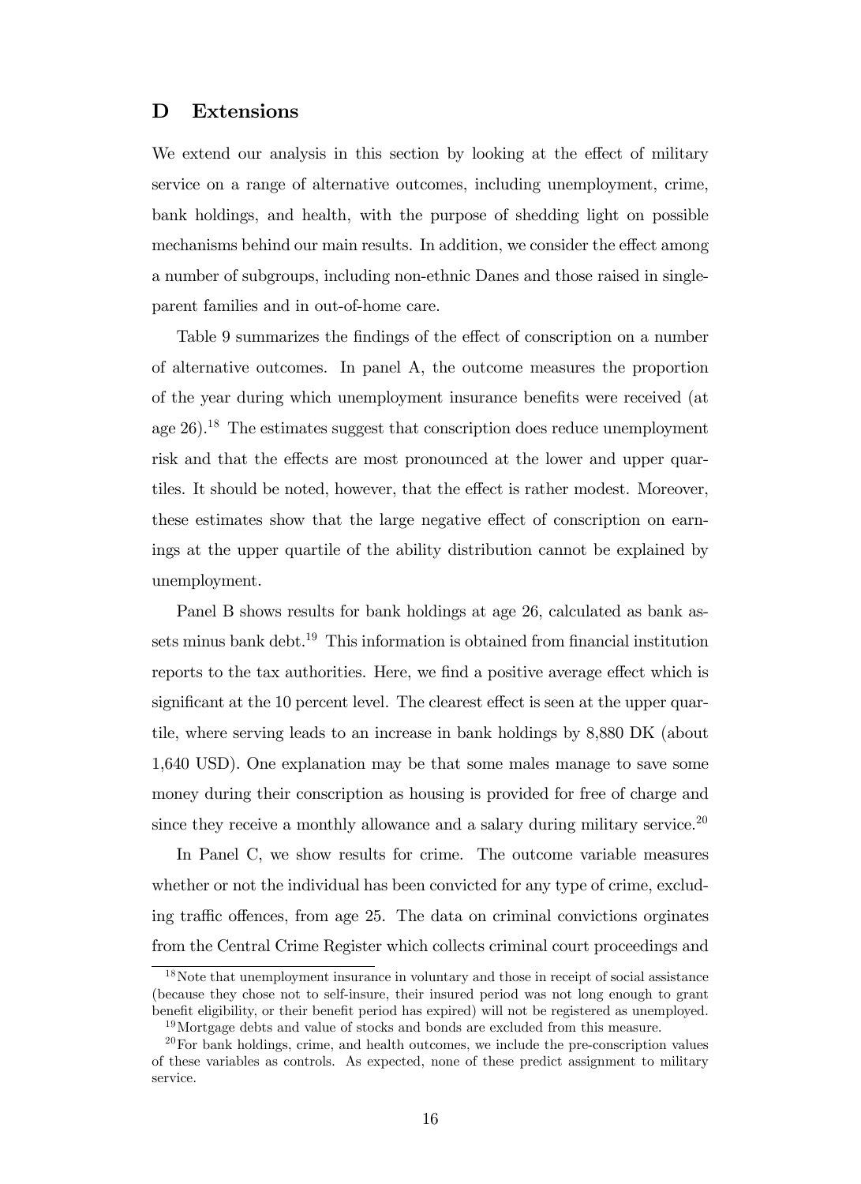## D Extensions

We extend our analysis in this section by looking at the effect of military service on a range of alternative outcomes, including unemployment, crime, bank holdings, and health, with the purpose of shedding light on possible mechanisms behind our main results. In addition, we consider the effect among a number of subgroups, including non-ethnic Danes and those raised in single-parent families and in out-of-home care.

Table 9 summarizes the findings of the effect of conscription on a number of alternative outcomes. In panel A, the outcome measures the proportion of the year during which unemployment insurance benefits were received (at age 26).[18] The estimates suggest that conscription does reduce unemployment risk and that the effects are most pronounced at the lower and upper quartiles. It should be noted, however, that the effect is rather modest. Moreover, these estimates show that the large negative effect of conscription on earnings at the upper quartile of the ability distribution cannot be explained by unemployment.

Panel B shows results for bank holdings at age 26, calculated as bank assets minus bank debt.[19] This information is obtained from financial institution reports to the tax authorities. Here, we find a positive average effect which is significant at the 10 percent level. The clearest effect is seen at the upper quartile, where serving leads to an increase in bank holdings by 8,880 DK (about 1,640 USD). One explanation may be that some males manage to save some money during their conscription as housing is provided for free of charge and since they receive a monthly allowance and a salary during military service.[20]

In Panel C, we show results for crime. The outcome variable measures whether or not the individual has been convicted for any type of crime, excluding traffic offences, from age 25. The data on criminal convictions orginates from the Central Crime Register which collects criminal court proceedings and

[18] Note that unemployment insurance in voluntary and those in receipt of social assistance (because they chose not to self-insure, their insured period was not long enough to grant benefit eligibility, or their benefit period has expired) will not be registered as unemployed.

[19] Mortgage debts and value of stocks and bonds are excluded from this measure.

[20] For bank holdings, crime, and health outcomes, we include the pre-conscription values of these variables as controls. As expected, none of these predict assignment to military service.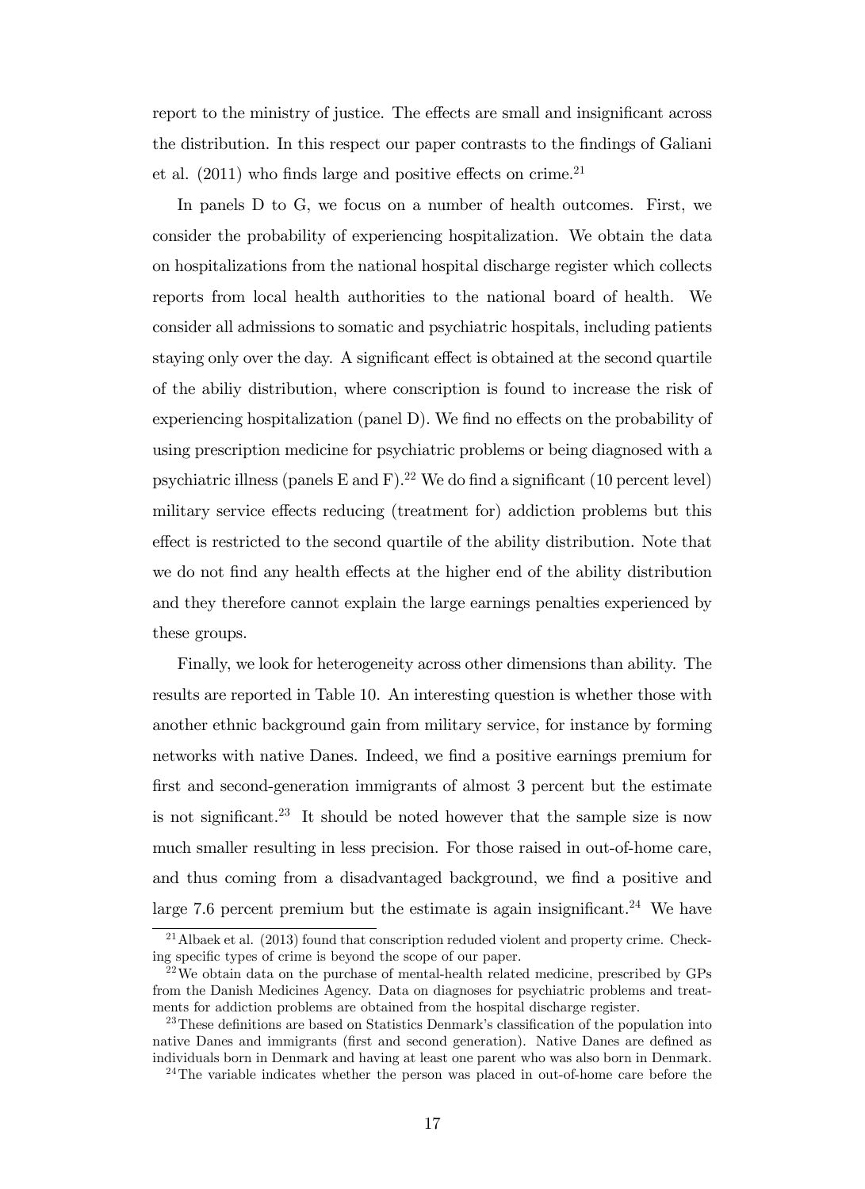report to the ministry of justice. The effects are small and insignificant across the distribution. In this respect our paper contrasts to the findings of Galiani et al. (2011) who finds large and positive effects on crime.[21]

In panels D to G, we focus on a number of health outcomes. First, we consider the probability of experiencing hospitalization. We obtain the data on hospitalizations from the national hospital discharge register which collects reports from local health authorities to the national board of health. We consider all admissions to somatic and psychiatric hospitals, including patients staying only over the day. A significant effect is obtained at the second quartile of the abiliy distribution, where conscription is found to increase the risk of experiencing hospitalization (panel D). We find no effects on the probability of using prescription medicine for psychiatric problems or being diagnosed with a psychiatric illness (panels E and F).[22] We do find a significant (10 percent level) military service effects reducing (treatment for) addiction problems but this effect is restricted to the second quartile of the ability distribution. Note that we do not find any health effects at the higher end of the ability distribution and they therefore cannot explain the large earnings penalties experienced by these groups.

Finally, we look for heterogeneity across other dimensions than ability. The results are reported in Table 10. An interesting question is whether those with another ethnic background gain from military service, for instance by forming networks with native Danes. Indeed, we find a positive earnings premium for first and second-generation immigrants of almost 3 percent but the estimate is not significant.[23] It should be noted however that the sample size is now much smaller resulting in less precision. For those raised in out-of-home care, and thus coming from a disadvantaged background, we find a positive and large 7.6 percent premium but the estimate is again insignificant.[24] We have

[21] Albaek et al. (2013) found that conscription reduded violent and property crime. Checking specific types of crime is beyond the scope of our paper.

[22] We obtain data on the purchase of mental-health related medicine, prescribed by GPs from the Danish Medicines Agency. Data on diagnoses for psychiatric problems and treatments for addiction problems are obtained from the hospital discharge register.

[23] These definitions are based on Statistics Denmark's classification of the population into native Danes and immigrants (first and second generation). Native Danes are defined as individuals born in Denmark and having at least one parent who was also born in Denmark.

[24] The variable indicates whether the person was placed in out-of-home care before the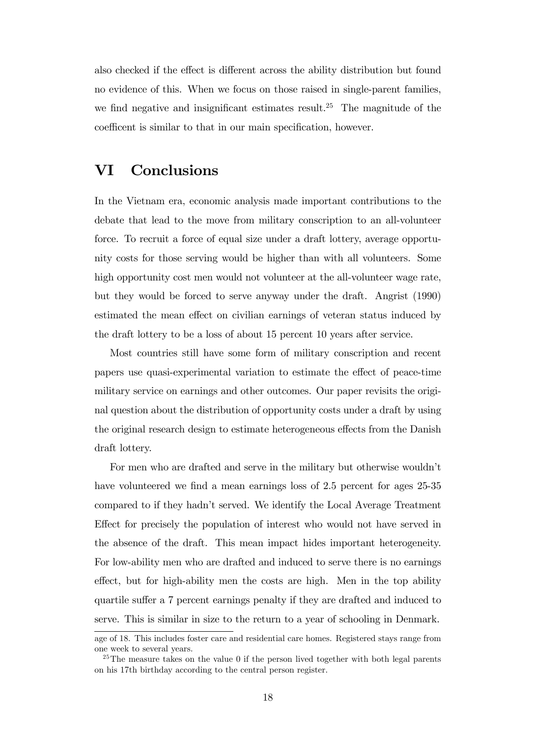also checked if the effect is different across the ability distribution but found no evidence of this. When we focus on those raised in single-parent families, we find negative and insignificant estimates result.[25] The magnitude of the coefficent is similar to that in our main specification, however.

# VI Conclusions

In the Vietnam era, economic analysis made important contributions to the debate that lead to the move from military conscription to an all-volunteer force. To recruit a force of equal size under a draft lottery, average opportunity costs for those serving would be higher than with all volunteers. Some high opportunity cost men would not volunteer at the all-volunteer wage rate, but they would be forced to serve anyway under the draft. Angrist (1990) estimated the mean effect on civilian earnings of veteran status induced by the draft lottery to be a loss of about 15 percent 10 years after service.

Most countries still have some form of military conscription and recent papers use quasi-experimental variation to estimate the effect of peace-time military service on earnings and other outcomes. Our paper revisits the original question about the distribution of opportunity costs under a draft by using the original research design to estimate heterogeneous effects from the Danish draft lottery.

For men who are drafted and serve in the military but otherwise wouldn't have volunteered we find a mean earnings loss of 2.5 percent for ages 25-35 compared to if they hadn't served. We identify the Local Average Treatment Effect for precisely the population of interest who would not have served in the absence of the draft. This mean impact hides important heterogeneity. For low-ability men who are drafted and induced to serve there is no earnings effect, but for high-ability men the costs are high. Men in the top ability quartile suffer a 7 percent earnings penalty if they are drafted and induced to serve. This is similar in size to the return to a year of schooling in Denmark.

age of 18. This includes foster care and residential care homes. Registered stays range from one week to several years.

[25] The measure takes on the value 0 if the person lived together with both legal parents on his 17th birthday according to the central person register.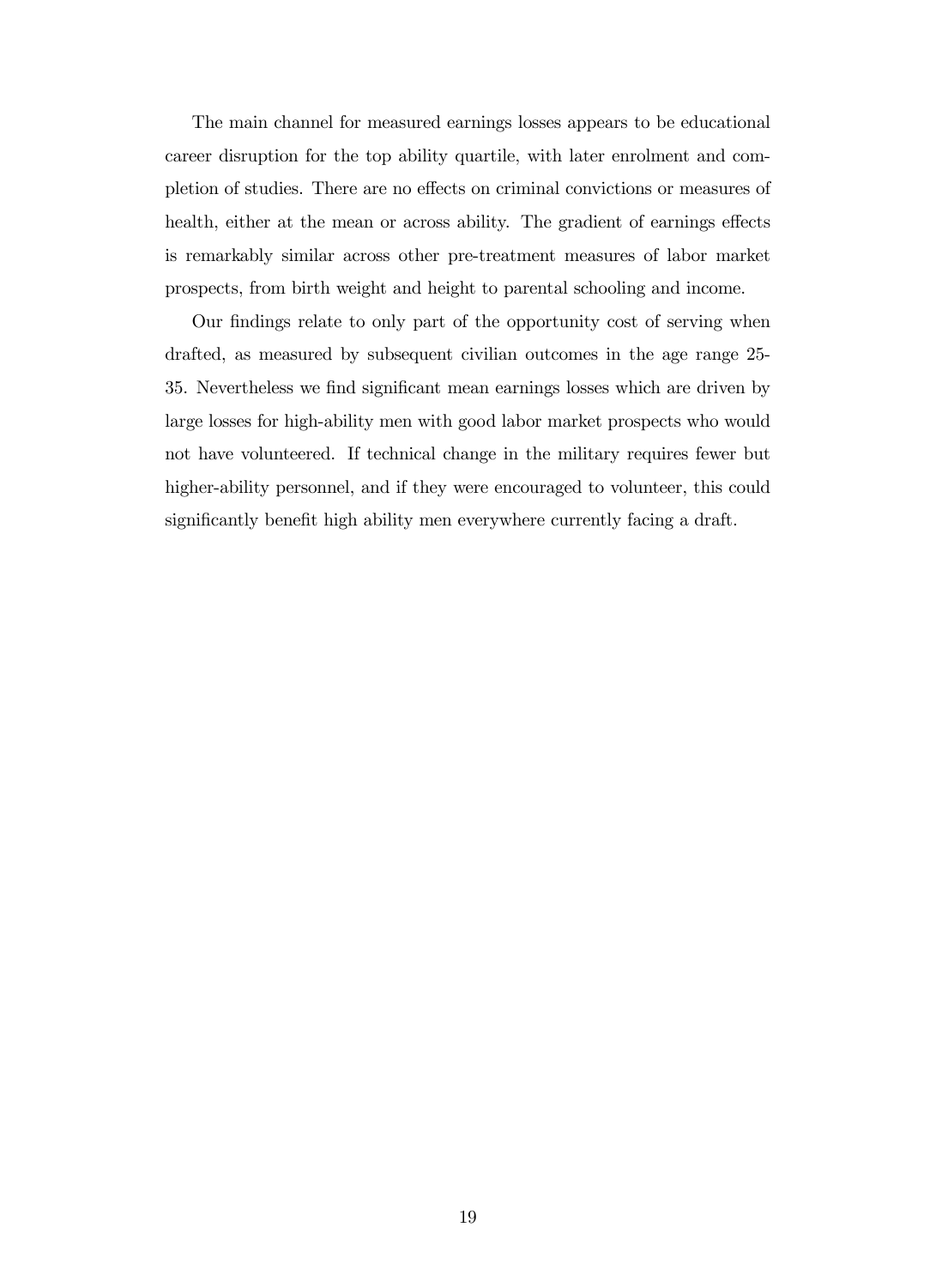The main channel for measured earnings losses appears to be educational career disruption for the top ability quartile, with later enrolment and completion of studies. There are no effects on criminal convictions or measures of health, either at the mean or across ability. The gradient of earnings effects is remarkably similar across other pre-treatment measures of labor market prospects, from birth weight and height to parental schooling and income.

Our findings relate to only part of the opportunity cost of serving when drafted, as measured by subsequent civilian outcomes in the age range 25-35. Nevertheless we find significant mean earnings losses which are driven by large losses for high-ability men with good labor market prospects who would not have volunteered. If technical change in the military requires fewer but higher-ability personnel, and if they were encouraged to volunteer, this could significantly benefit high ability men everywhere currently facing a draft.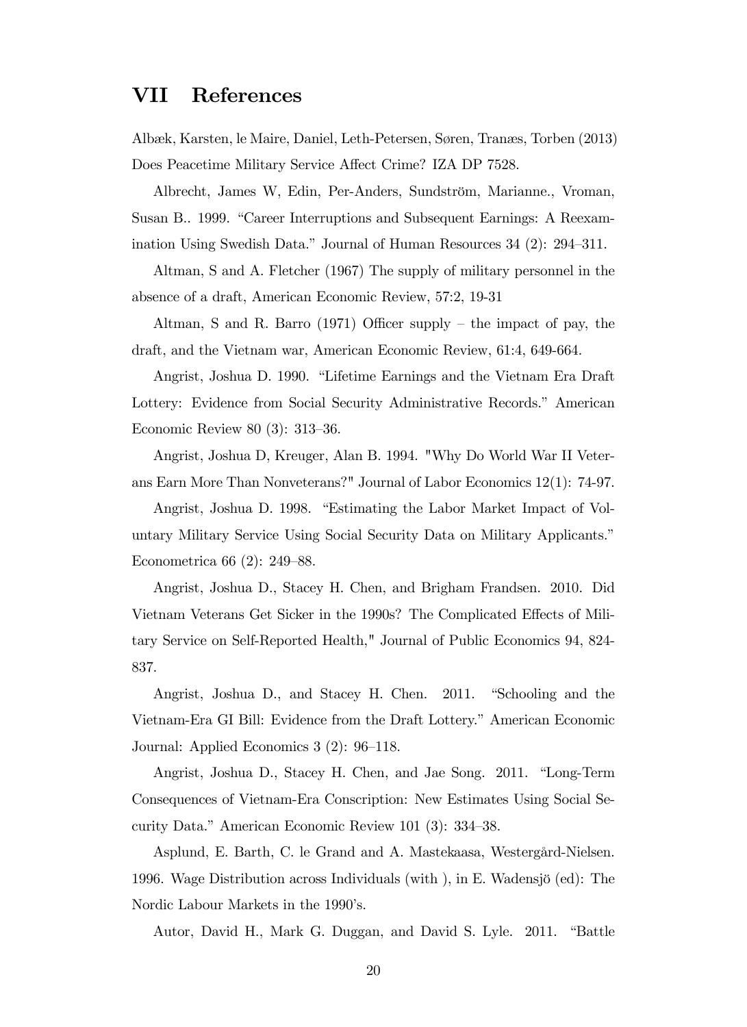## VII References

Albæk, Karsten, le Maire, Daniel, Leth-Petersen, Søren, Tranæs, Torben (2013) Does Peacetime Military Service Affect Crime? IZA DP 7528.

Albrecht, James W, Edin, Per-Anders, Sundström, Marianne., Vroman, Susan B.. 1999. "Career Interruptions and Subsequent Earnings: A Reexamination Using Swedish Data." Journal of Human Resources 34 (2): 294–311.

Altman, S and A. Fletcher (1967) The supply of military personnel in the absence of a draft, American Economic Review, 57:2, 19-31

Altman, S and R. Barro (1971) Officer supply – the impact of pay, the draft, and the Vietnam war, American Economic Review, 61:4, 649-664.

Angrist, Joshua D. 1990. "Lifetime Earnings and the Vietnam Era Draft Lottery: Evidence from Social Security Administrative Records." American Economic Review 80 (3): 313–36.

Angrist, Joshua D, Kreuger, Alan B. 1994. "Why Do World War II Veterans Earn More Than Nonveterans?" Journal of Labor Economics 12(1): 74-97.

Angrist, Joshua D. 1998. "Estimating the Labor Market Impact of Voluntary Military Service Using Social Security Data on Military Applicants." Econometrica 66 (2): 249–88.

Angrist, Joshua D., Stacey H. Chen, and Brigham Frandsen. 2010. Did Vietnam Veterans Get Sicker in the 1990s? The Complicated Effects of Military Service on Self-Reported Health," Journal of Public Economics 94, 824-837.

Angrist, Joshua D., and Stacey H. Chen. 2011. "Schooling and the Vietnam-Era GI Bill: Evidence from the Draft Lottery." American Economic Journal: Applied Economics 3 (2): 96–118.

Angrist, Joshua D., Stacey H. Chen, and Jae Song. 2011. "Long-Term Consequences of Vietnam-Era Conscription: New Estimates Using Social Security Data." American Economic Review 101 (3): 334–38.

Asplund, E. Barth, C. le Grand and A. Mastekaasa, Westergård-Nielsen. 1996. Wage Distribution across Individuals (with ), in E. Wadensjö (ed): The Nordic Labour Markets in the 1990's.

Autor, David H., Mark G. Duggan, and David S. Lyle. 2011. "Battle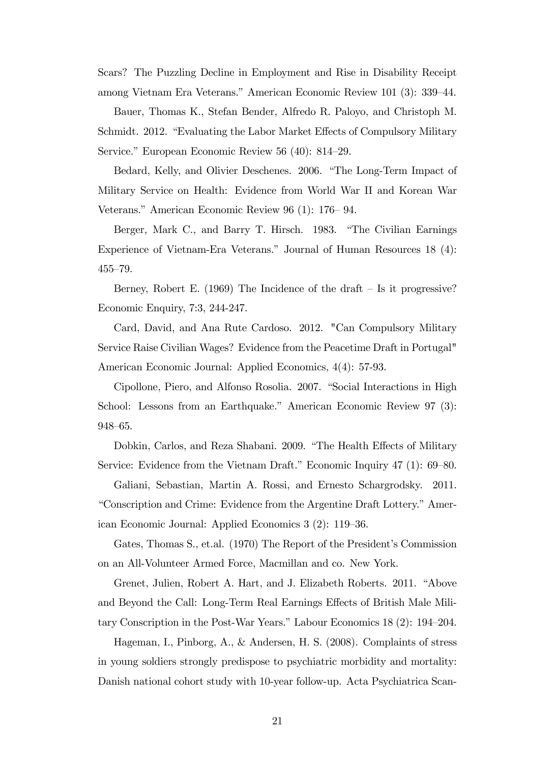Scars? The Puzzling Decline in Employment and Rise in Disability Receipt among Vietnam Era Veterans." American Economic Review 101 (3): 339–44.

Bauer, Thomas K., Stefan Bender, Alfredo R. Paloyo, and Christoph M. Schmidt. 2012. "Evaluating the Labor Market Effects of Compulsory Military Service." European Economic Review 56 (40): 814–29.

Bedard, Kelly, and Olivier Deschenes. 2006. "The Long-Term Impact of Military Service on Health: Evidence from World War II and Korean War Veterans." American Economic Review 96 (1): 176– 94.

Berger, Mark C., and Barry T. Hirsch. 1983. "The Civilian Earnings Experience of Vietnam-Era Veterans." Journal of Human Resources 18 (4): 455–79.

Berney, Robert E. (1969) The Incidence of the draft – Is it progressive? Economic Enquiry, 7:3, 244-247.

Card, David, and Ana Rute Cardoso. 2012. "Can Compulsory Military Service Raise Civilian Wages? Evidence from the Peacetime Draft in Portugal" American Economic Journal: Applied Economics, 4(4): 57-93.

Cipollone, Piero, and Alfonso Rosolia. 2007. "Social Interactions in High School: Lessons from an Earthquake." American Economic Review 97 (3): 948–65.

Dobkin, Carlos, and Reza Shabani. 2009. "The Health Effects of Military Service: Evidence from the Vietnam Draft." Economic Inquiry 47 (1): 69–80.

Galiani, Sebastian, Martin A. Rossi, and Ernesto Schargrodsky. 2011. "Conscription and Crime: Evidence from the Argentine Draft Lottery." American Economic Journal: Applied Economics 3 (2): 119–36.

Gates, Thomas S., et.al. (1970) The Report of the President's Commission on an All-Volunteer Armed Force, Macmillan and co. New York.

Grenet, Julien, Robert A. Hart, and J. Elizabeth Roberts. 2011. "Above and Beyond the Call: Long-Term Real Earnings Effects of British Male Military Conscription in the Post-War Years." Labour Economics 18 (2): 194–204.

Hageman, I., Pinborg, A., & Andersen, H. S. (2008). Complaints of stress in young soldiers strongly predispose to psychiatric morbidity and mortality: Danish national cohort study with 10-year follow-up. Acta Psychiatrica Scan-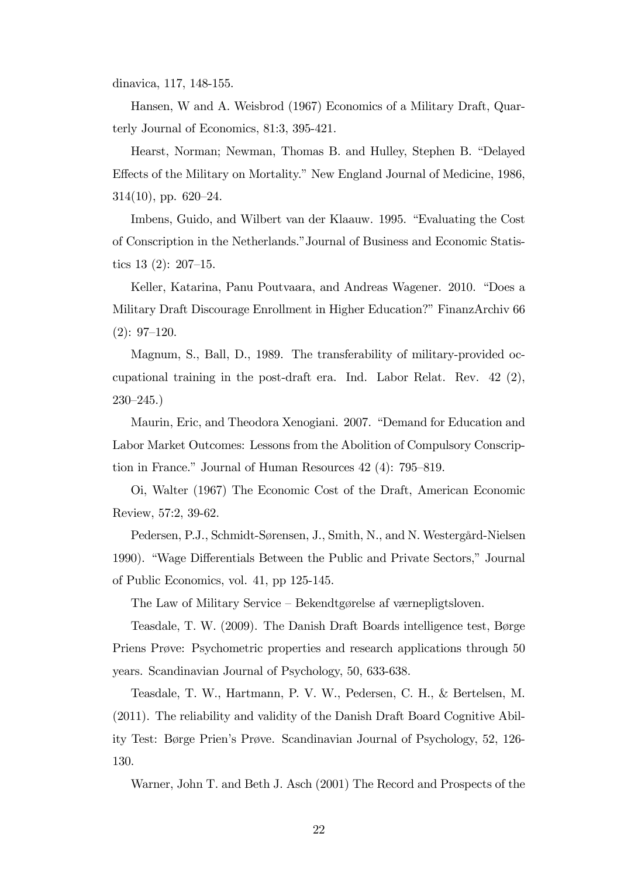dinavica, 117, 148-155.

Hansen, W and A. Weisbrod (1967) Economics of a Military Draft, Quarterly Journal of Economics, 81:3, 395-421.

Hearst, Norman; Newman, Thomas B. and Hulley, Stephen B. "Delayed Effects of the Military on Mortality." New England Journal of Medicine, 1986, 314(10), pp. 620–24.

Imbens, Guido, and Wilbert van der Klaauw. 1995. "Evaluating the Cost of Conscription in the Netherlands."Journal of Business and Economic Statistics 13 (2): 207–15.

Keller, Katarina, Panu Poutvaara, and Andreas Wagener. 2010. "Does a Military Draft Discourage Enrollment in Higher Education?" FinanzArchiv 66 (2): 97–120.

Magnum, S., Ball, D., 1989. The transferability of military-provided occupational training in the post-draft era. Ind. Labor Relat. Rev. 42 (2), 230–245.)

Maurin, Eric, and Theodora Xenogiani. 2007. "Demand for Education and Labor Market Outcomes: Lessons from the Abolition of Compulsory Conscription in France." Journal of Human Resources 42 (4): 795–819.

Oi, Walter (1967) The Economic Cost of the Draft, American Economic Review, 57:2, 39-62.

Pedersen, P.J., Schmidt-Sørensen, J., Smith, N., and N. Westergård-Nielsen 1990). "Wage Differentials Between the Public and Private Sectors," Journal of Public Economics, vol. 41, pp 125-145.

The Law of Military Service – Bekendtgørelse af værnepligtsloven.

Teasdale, T. W. (2009). The Danish Draft Boards intelligence test, Børge Priens Prøve: Psychometric properties and research applications through 50 years. Scandinavian Journal of Psychology, 50, 633-638.

Teasdale, T. W., Hartmann, P. V. W., Pedersen, C. H., & Bertelsen, M. (2011). The reliability and validity of the Danish Draft Board Cognitive Ability Test: Børge Prien's Prøve. Scandinavian Journal of Psychology, 52, 126-130.

Warner, John T. and Beth J. Asch (2001) The Record and Prospects of the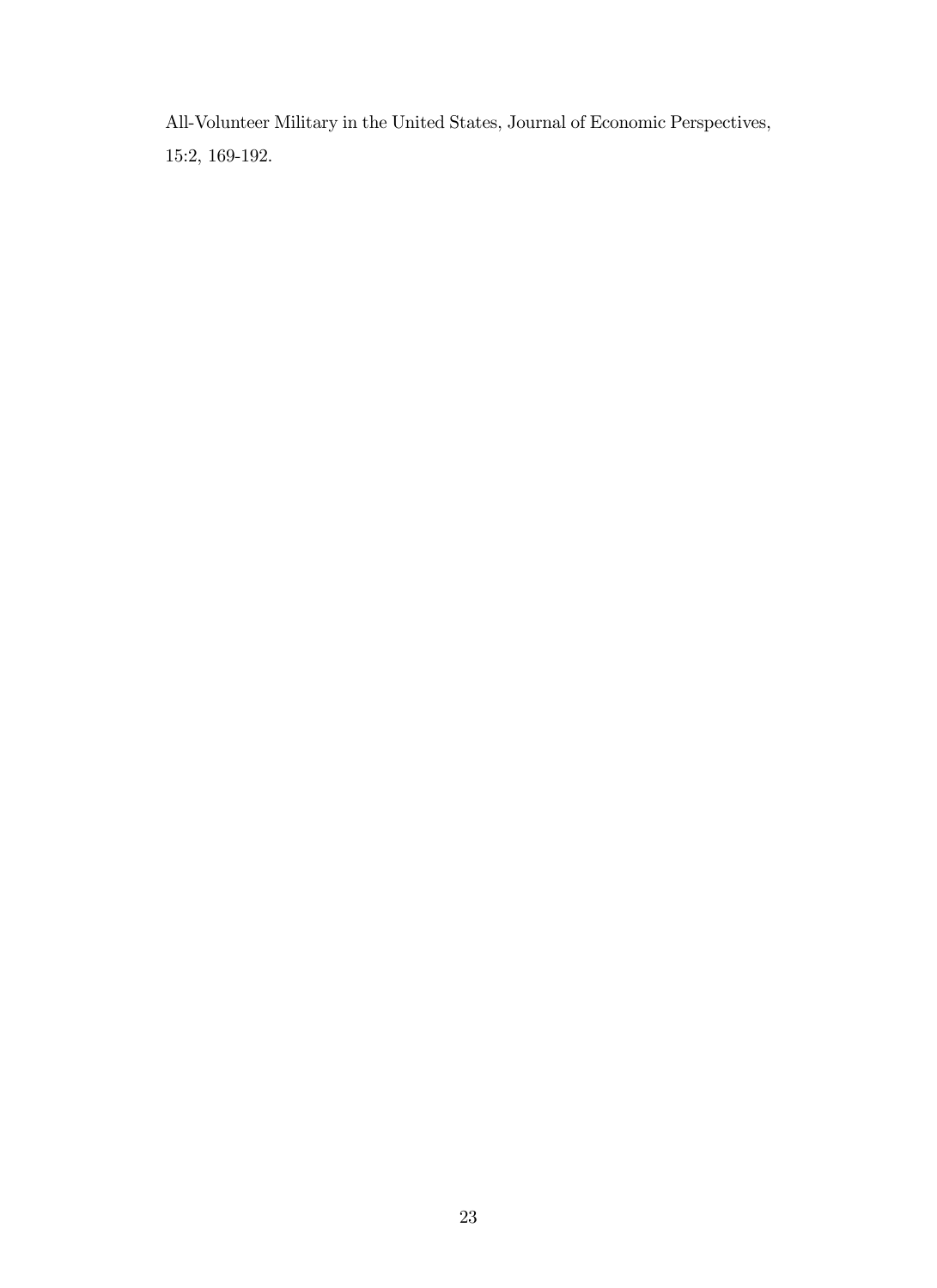All-Volunteer Military in the United States, Journal of Economic Perspectives, 15:2, 169-192.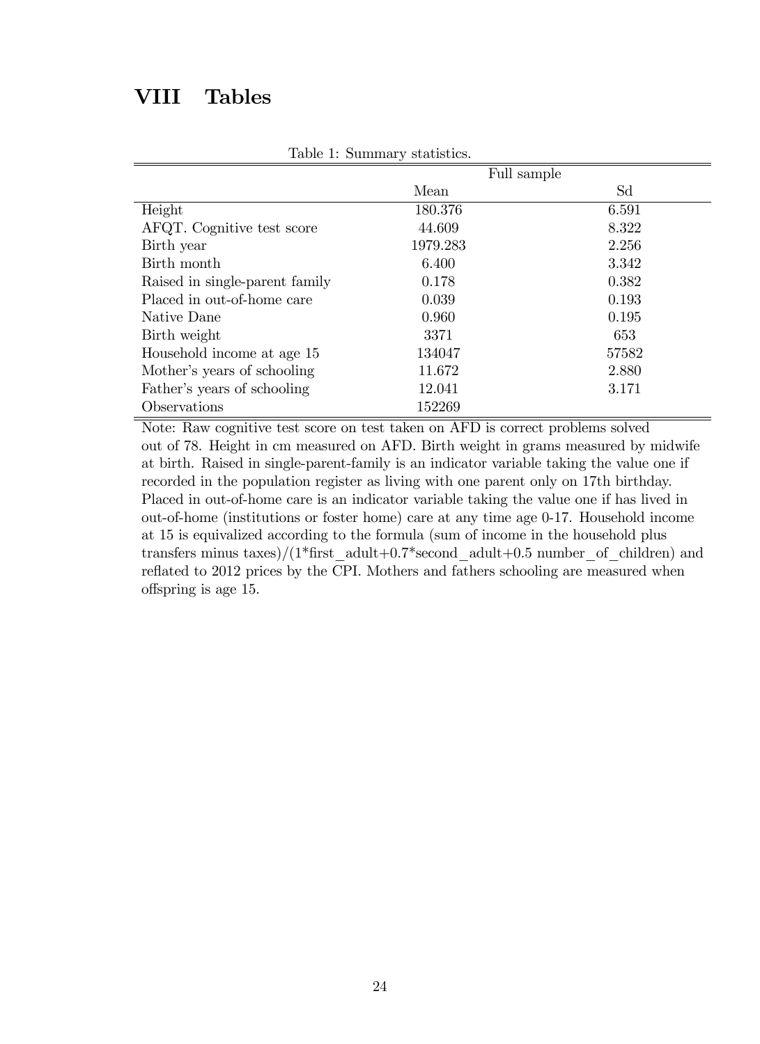# VIII Tables

Table 1: Summary statistics.

| | Full sample | |
|---|---|---|
| | Mean | Sd |
| Height | 180.376 | 6.591 |
| AFQT. Cognitive test score | 44.609 | 8.322 |
| Birth year | 1979.283 | 2.256 |
| Birth month | 6.400 | 3.342 |
| Raised in single-parent family | 0.178 | 0.382 |
| Placed in out-of-home care | 0.039 | 0.193 |
| Native Dane | 0.960 | 0.195 |
| Birth weight | 3371 | 653 |
| Household income at age 15 | 134047 | 57582 |
| Mother's years of schooling | 11.672 | 2.880 |
| Father's years of schooling | 12.041 | 3.171 |
| Observations | 152269 | |

Note: Raw cognitive test score on test taken on AFD is correct problems solved out of 78. Height in cm measured on AFD. Birth weight in grams measured by midwife at birth. Raised in single-parent-family is an indicator variable taking the value one if recorded in the population register as living with one parent only on 17th birthday. Placed in out-of-home care is an indicator variable taking the value one if has lived in out-of-home (institutions or foster home) care at any time age 0-17. Household income at 15 is equivalized according to the formula (sum of income in the household plus transfers minus taxes)/(1*first_adult+0.7*second_adult+0.5 number_of_children) and reflated to 2012 prices by the CPI. Mothers and fathers schooling are measured when offspring is age 15.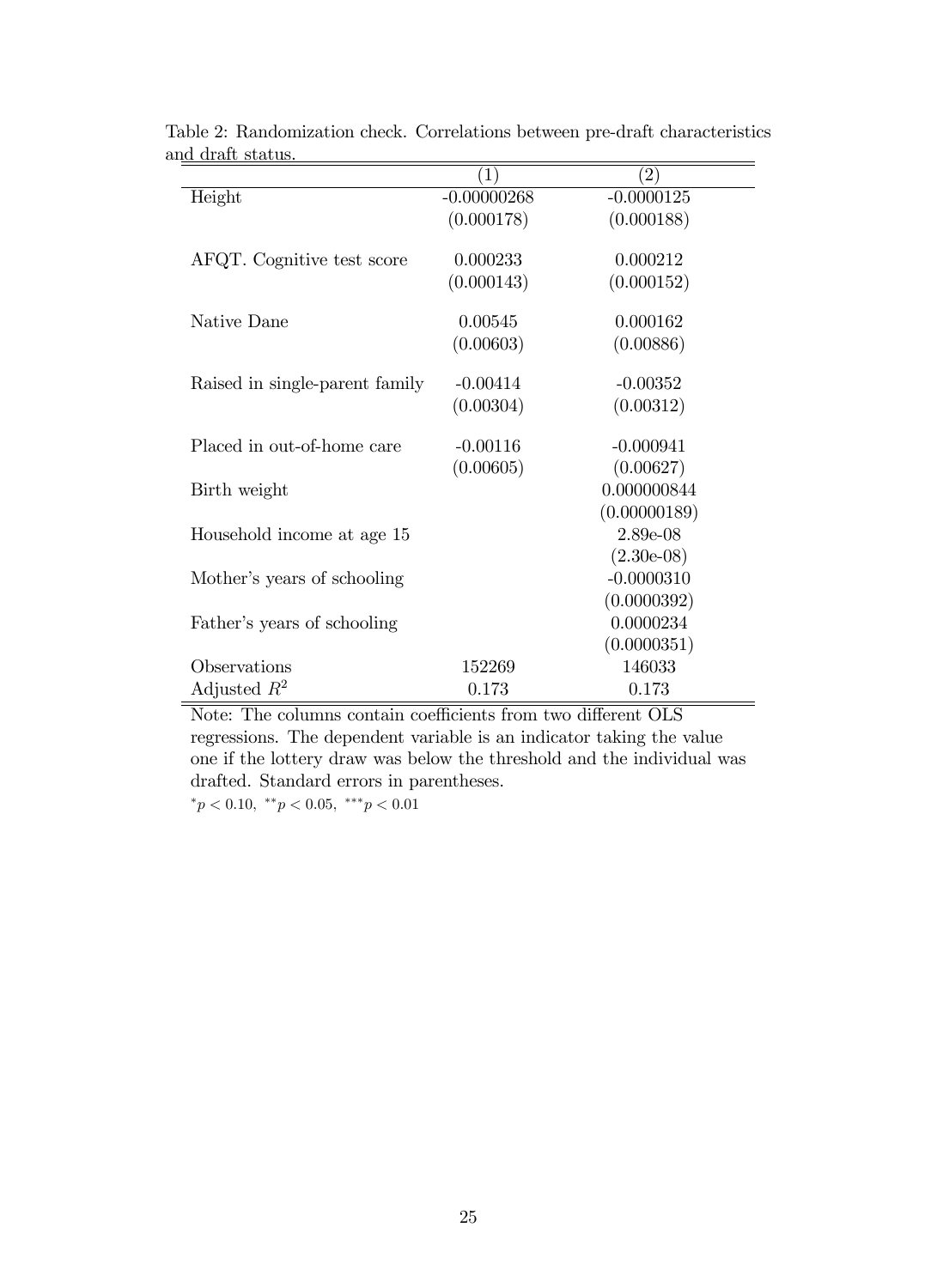Table 2: Randomization check. Correlations between pre-draft characteristics and draft status.

| | (1) | (2) |
|---|---|---|
| Height | -0.00000268 | -0.0000125 |
| | (0.000178) | (0.000188) |
| AFQT. Cognitive test score | 0.000233 | 0.000212 |
| | (0.000143) | (0.000152) |
| Native Dane | 0.00545 | 0.000162 |
| | (0.00603) | (0.00886) |
| Raised in single-parent family | -0.00414 | -0.00352 |
| | (0.00304) | (0.00312) |
| Placed in out-of-home care | -0.00116 | -0.000941 |
| | (0.00605) | (0.00627) |
| Birth weight | | 0.000000844 |
| | | (0.00000189) |
| Household income at age 15 | | 2.89e-08 |
| | | (2.30e-08) |
| Mother's years of schooling | | -0.0000310 |
| | | (0.0000392) |
| Father's years of schooling | | 0.0000234 |
| | | (0.0000351) |
| Observations | 152269 | 146033 |
| Adjusted $R^2$ | 0.173 | 0.173 |

Note: The columns contain coefficients from two different OLS regressions. The dependent variable is an indicator taking the value one if the lottery draw was below the threshold and the individual was drafted. Standard errors in parentheses.

$^{*}p < 0.10$, $^{**}p < 0.05$, $^{***}p < 0.01$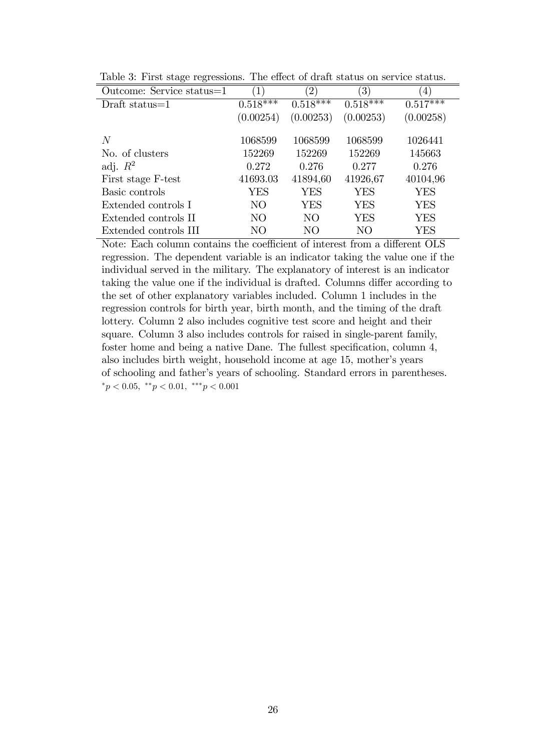Table 3: First stage regressions. The effect of draft status on service status.

| Outcome: Service status=1 | (1) | (2) | (3) | (4) |
|---|---|---|---|---|
| Draft status=1 | 0.518*** | 0.518*** | 0.518*** | 0.517*** |
| | (0.00254) | (0.00253) | (0.00253) | (0.00258) |
| $N$ | 1068599 | 1068599 | 1068599 | 1026441 |
| No. of clusters | 152269 | 152269 | 152269 | 145663 |
| adj. $R^2$ | 0.272 | 0.276 | 0.277 | 0.276 |
| First stage F-test | 41693.03 | 41894,60 | 41926,67 | 40104,96 |
| Basic controls | YES | YES | YES | YES |
| Extended controls I | NO | YES | YES | YES |
| Extended controls II | NO | NO | YES | YES |
| Extended controls III | NO | NO | NO | YES |

Note: Each column contains the coefficient of interest from a different OLS regression. The dependent variable is an indicator taking the value one if the individual served in the military. The explanatory of interest is an indicator taking the value one if the individual is drafted. Columns differ according to the set of other explanatory variables included. Column 1 includes in the regression controls for birth year, birth month, and the timing of the draft lottery. Column 2 also includes cognitive test score and height and their square. Column 3 also includes controls for raised in single-parent family, foster home and being a native Dane. The fullest specification, column 4, also includes birth weight, household income at age 15, mother's years of schooling and father's years of schooling. Standard errors in parentheses.
$^{*}p < 0.05$, $^{**}p < 0.01$, $^{***}p < 0.001$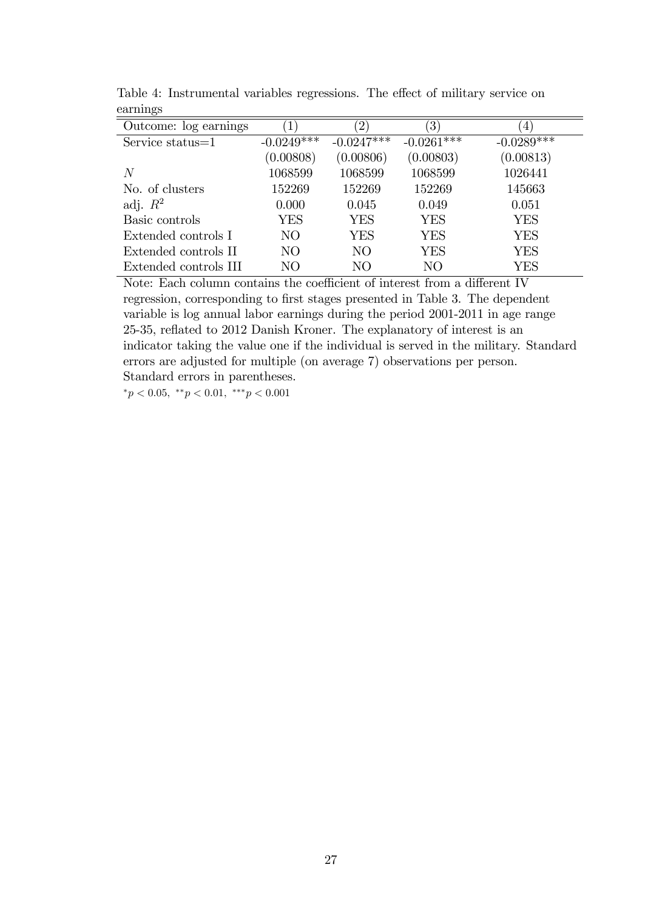Table 4: Instrumental variables regressions. The effect of military service on earnings

| Outcome: log earnings | (1) | (2) | (3) | (4) |
|---|---|---|---|---|
| Service status=1 | -0.0249*** | -0.0247*** | -0.0261*** | -0.0289*** |
| | (0.00808) | (0.00806) | (0.00803) | (0.00813) |
| $N$ | 1068599 | 1068599 | 1068599 | 1026441 |
| No. of clusters | 152269 | 152269 | 152269 | 145663 |
| adj. $R^2$ | 0.000 | 0.045 | 0.049 | 0.051 |
| Basic controls | YES | YES | YES | YES |
| Extended controls I | NO | YES | YES | YES |
| Extended controls II | NO | NO | YES | YES |
| Extended controls III | NO | NO | NO | YES |

Note: Each column contains the coefficient of interest from a different IV regression, corresponding to first stages presented in Table 3. The dependent variable is log annual labor earnings during the period 2001-2011 in age range 25-35, reflated to 2012 Danish Kroner. The explanatory of interest is an indicator taking the value one if the individual is served in the military. Standard errors are adjusted for multiple (on average 7) observations per person. Standard errors in parentheses.

$^{*}p < 0.05$, $^{**}p < 0.01$, $^{***}p < 0.001$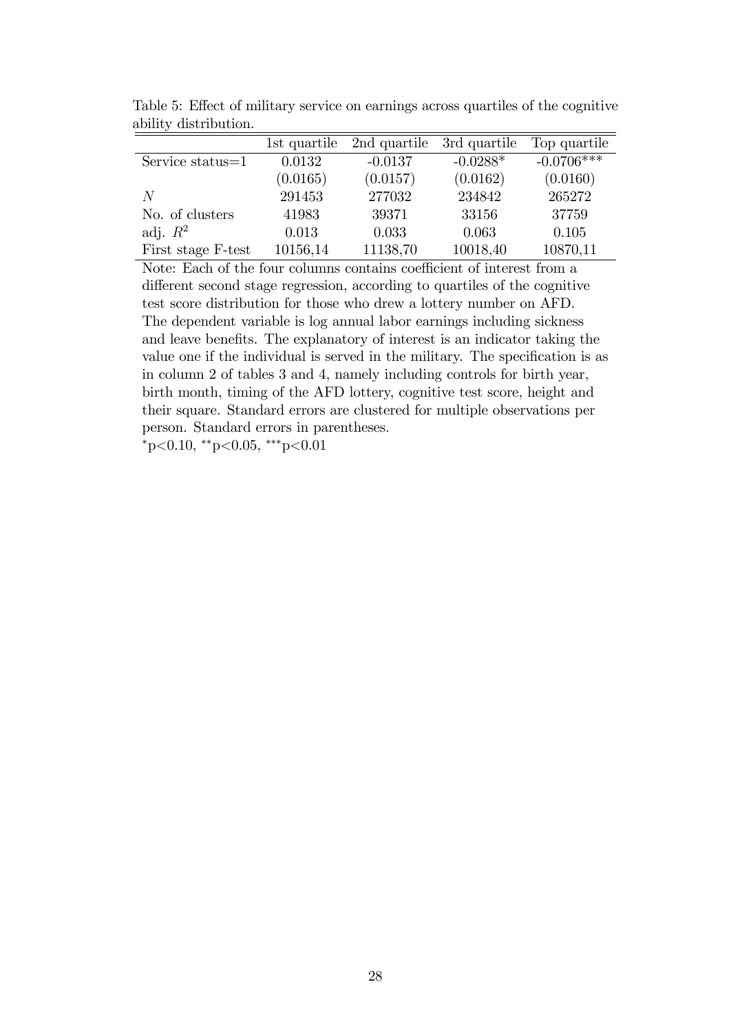Table 5: Effect of military service on earnings across quartiles of the cognitive ability distribution.

| | 1st quartile | 2nd quartile | 3rd quartile | Top quartile |
|---|---|---|---|---|
| Service status=1 | 0.0132 | -0.0137 | -0.0288* | -0.0706*** |
| | (0.0165) | (0.0157) | (0.0162) | (0.0160) |
| $N$ | 291453 | 277032 | 234842 | 265272 |
| No. of clusters | 41983 | 39371 | 33156 | 37759 |
| adj. $R^2$ | 0.013 | 0.033 | 0.063 | 0.105 |
| First stage F-test | 10156,14 | 11138,70 | 10018,40 | 10870,11 |

Note: Each of the four columns contains coefficient of interest from a different second stage regression, according to quartiles of the cognitive test score distribution for those who drew a lottery number on AFD. The dependent variable is log annual labor earnings including sickness and leave benefits. The explanatory of interest is an indicator taking the value one if the individual is served in the military. The specification is as in column 2 of tables 3 and 4, namely including controls for birth year, birth month, timing of the AFD lottery, cognitive test score, height and their square. Standard errors are clustered for multiple observations per person. Standard errors in parentheses.

*p<0.10, **p<0.05, ***p<0.01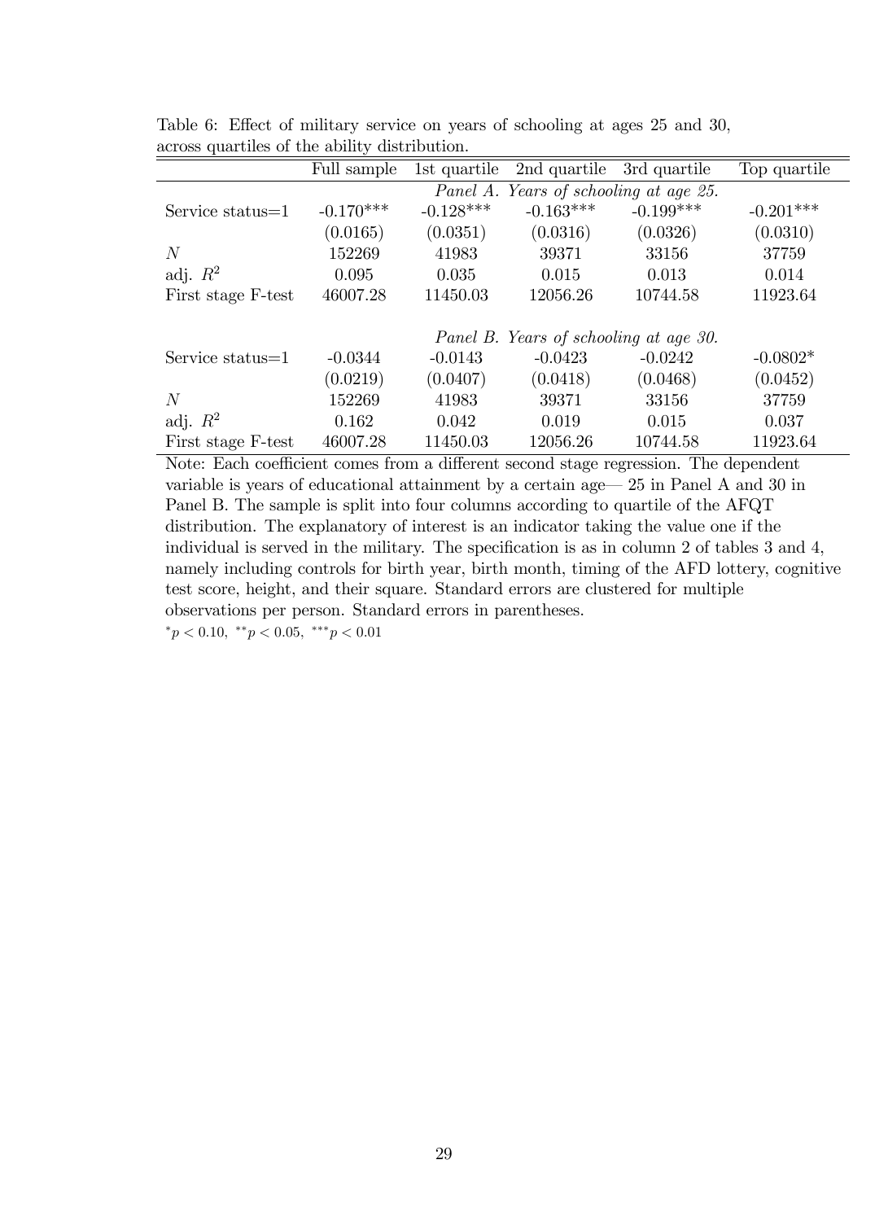Table 6: Effect of military service on years of schooling at ages 25 and 30, across quartiles of the ability distribution.

| | Full sample | 1st quartile | 2nd quartile | 3rd quartile | Top quartile |
|---|---|---|---|---|---|
| | *Panel A. Years of schooling at age 25.* | | | | |
| Service status=1 | -0.170*** | -0.128*** | -0.163*** | -0.199*** | -0.201*** |
| | (0.0165) | (0.0351) | (0.0316) | (0.0326) | (0.0310) |
| $N$ | 152269 | 41983 | 39371 | 33156 | 37759 |
| adj. $R^2$ | 0.095 | 0.035 | 0.015 | 0.013 | 0.014 |
| First stage F-test | 46007.28 | 11450.03 | 12056.26 | 10744.58 | 11923.64 |
| | *Panel B. Years of schooling at age 30.* | | | | |
| Service status=1 | -0.0344 | -0.0143 | -0.0423 | -0.0242 | -0.0802* |
| | (0.0219) | (0.0407) | (0.0418) | (0.0468) | (0.0452) |
| $N$ | 152269 | 41983 | 39371 | 33156 | 37759 |
| adj. $R^2$ | 0.162 | 0.042 | 0.019 | 0.015 | 0.037 |
| First stage F-test | 46007.28 | 11450.03 | 12056.26 | 10744.58 | 11923.64 |

Note: Each coefficient comes from a different second stage regression. The dependent variable is years of educational attainment by a certain age— 25 in Panel A and 30 in Panel B. The sample is split into four columns according to quartile of the AFQT distribution. The explanatory of interest is an indicator taking the value one if the individual is served in the military. The specification is as in column 2 of tables 3 and 4, namely including controls for birth year, birth month, timing of the AFD lottery, cognitive test score, height, and their square. Standard errors are clustered for multiple observations per person. Standard errors in parentheses.

$^{*}p < 0.10$, $^{**}p < 0.05$, $^{***}p < 0.01$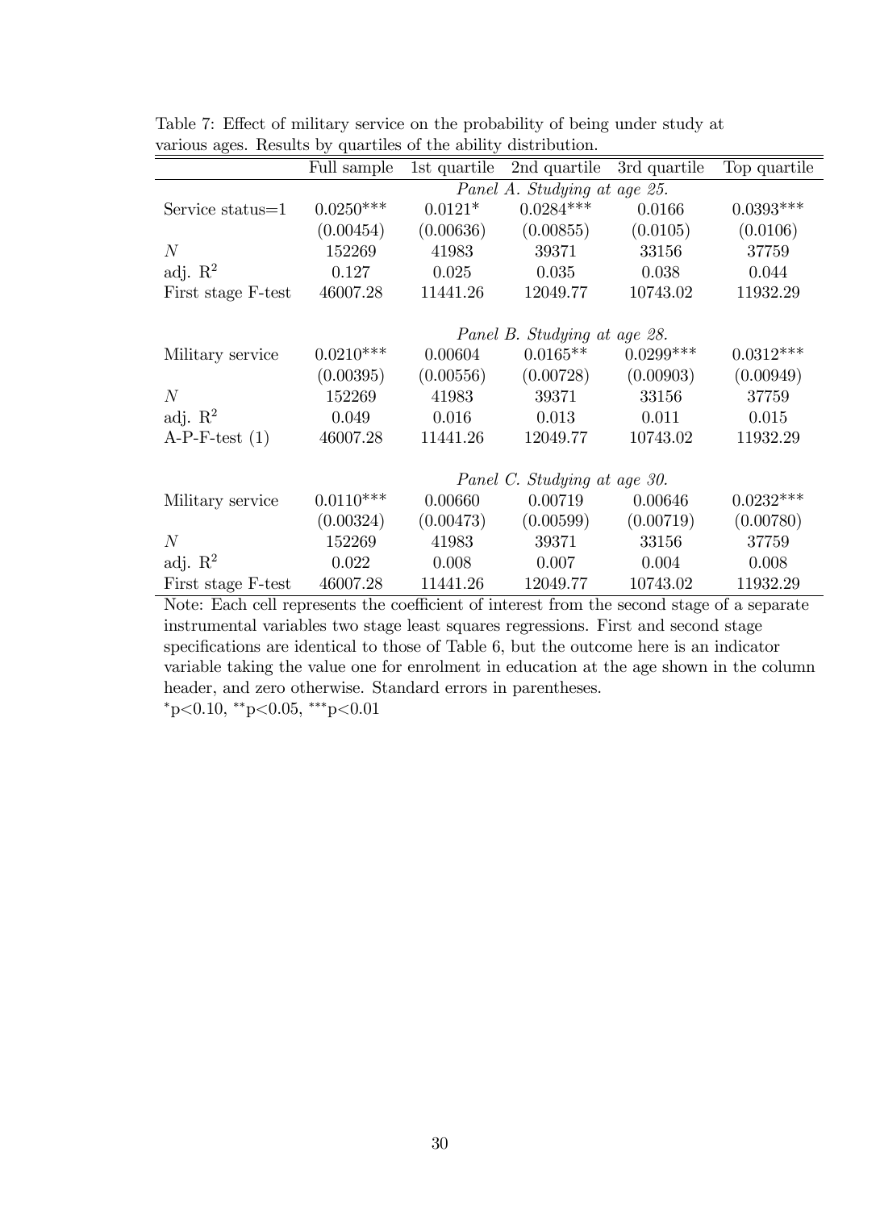Table 7: Effect of military service on the probability of being under study at various ages. Results by quartiles of the ability distribution.

| | Full sample | 1st quartile | 2nd quartile | 3rd quartile | Top quartile |
|---|---|---|---|---|---|
| | *Panel A. Studying at age 25.* | | | | |
| Service status=1 | 0.0250*** | 0.0121* | 0.0284*** | 0.0166 | 0.0393*** |
| | (0.00454) | (0.00636) | (0.00855) | (0.0105) | (0.0106) |
| $N$ | 152269 | 41983 | 39371 | 33156 | 37759 |
| adj. $R^2$ | 0.127 | 0.025 | 0.035 | 0.038 | 0.044 |
| First stage F-test | 46007.28 | 11441.26 | 12049.77 | 10743.02 | 11932.29 |
| | *Panel B. Studying at age 28.* | | | | |
| Military service | 0.0210*** | 0.00604 | 0.0165** | 0.0299*** | 0.0312*** |
| | (0.00395) | (0.00556) | (0.00728) | (0.00903) | (0.00949) |
| $N$ | 152269 | 41983 | 39371 | 33156 | 37759 |
| adj. $R^2$ | 0.049 | 0.016 | 0.013 | 0.011 | 0.015 |
| A-P-F-test (1) | 46007.28 | 11441.26 | 12049.77 | 10743.02 | 11932.29 |
| | *Panel C. Studying at age 30.* | | | | |
| Military service | 0.0110*** | 0.00660 | 0.00719 | 0.00646 | 0.0232*** |
| | (0.00324) | (0.00473) | (0.00599) | (0.00719) | (0.00780) |
| $N$ | 152269 | 41983 | 39371 | 33156 | 37759 |
| adj. $R^2$ | 0.022 | 0.008 | 0.007 | 0.004 | 0.008 |
| First stage F-test | 46007.28 | 11441.26 | 12049.77 | 10743.02 | 11932.29 |

Note: Each cell represents the coefficient of interest from the second stage of a separate instrumental variables two stage least squares regressions. First and second stage specifications are identical to those of Table 6, but the outcome here is an indicator variable taking the value one for enrolment in education at the age shown in the column header, and zero otherwise. Standard errors in parentheses.
*p<0.10, **p<0.05, ***p<0.01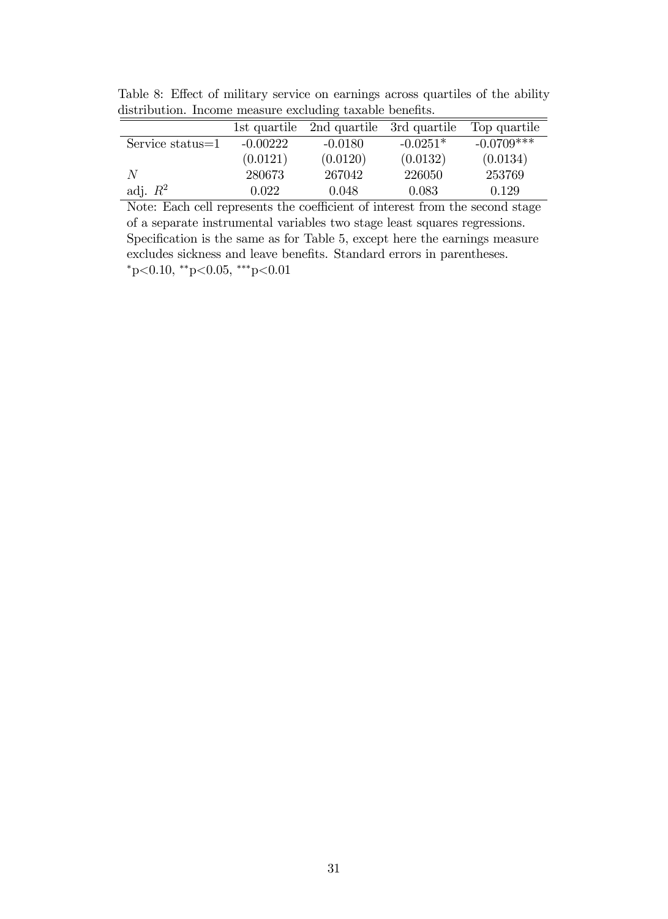Table 8: Effect of military service on earnings across quartiles of the ability distribution. Income measure excluding taxable benefits.

| | 1st quartile | 2nd quartile | 3rd quartile | Top quartile |
|---|---|---|---|---|
| Service status=1 | -0.00222 | -0.0180 | -0.0251* | -0.0709*** |
| | (0.0121) | (0.0120) | (0.0132) | (0.0134) |
| $N$ | 280673 | 267042 | 226050 | 253769 |
| adj. $R^2$ | 0.022 | 0.048 | 0.083 | 0.129 |

Note: Each cell represents the coefficient of interest from the second stage of a separate instrumental variables two stage least squares regressions. Specification is the same as for Table 5, except here the earnings measure excludes sickness and leave benefits. Standard errors in parentheses.
*p<0.10, **p<0.05, ***p<0.01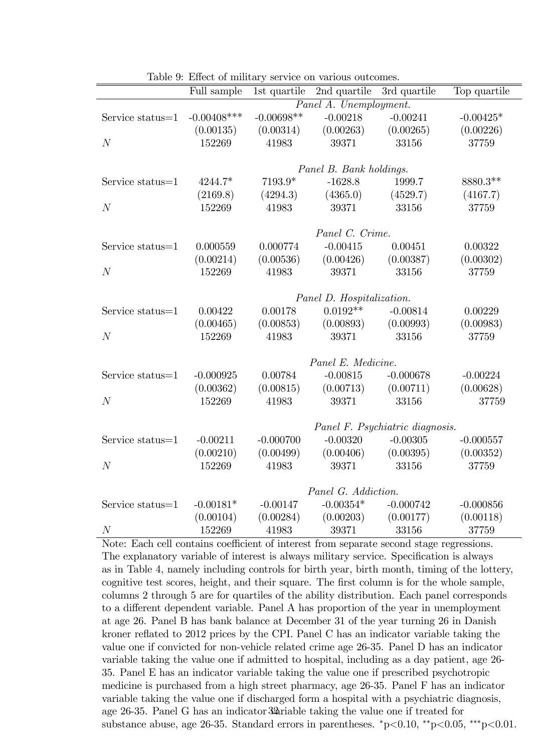Table 9: Effect of military service on various outcomes.

| | Full sample | 1st quartile | 2nd quartile | 3rd quartile | Top quartile |
|---|---|---|---|---|---|
| | *Panel A. Unemployment.* | | | | |
| Service status=1 | -0.00408*** | -0.00698** | -0.00218 | -0.00241 | -0.00425* |
| | (0.00135) | (0.00314) | (0.00263) | (0.00265) | (0.00226) |
| $N$ | 152269 | 41983 | 39371 | 33156 | 37759 |
| | *Panel B. Bank holdings.* | | | | |
| Service status=1 | 4244.7* | 7193.9* | -1628.8 | 1999.7 | 8880.3** |
| | (2169.8) | (4294.3) | (4365.0) | (4529.7) | (4167.7) |
| $N$ | 152269 | 41983 | 39371 | 33156 | 37759 |
| | *Panel C. Crime.* | | | | |
| Service status=1 | 0.000559 | 0.000774 | -0.00415 | 0.00451 | 0.00322 |
| | (0.00214) | (0.00536) | (0.00426) | (0.00387) | (0.00302) |
| $N$ | 152269 | 41983 | 39371 | 33156 | 37759 |
| | *Panel D. Hospitalization.* | | | | |
| Service status=1 | 0.00422 | 0.00178 | 0.0192** | -0.00814 | 0.00229 |
| | (0.00465) | (0.00853) | (0.00893) | (0.00993) | (0.00983) |
| $N$ | 152269 | 41983 | 39371 | 33156 | 37759 |
| | *Panel E. Medicine.* | | | | |
| Service status=1 | -0.000925 | 0.00784 | -0.00815 | -0.000678 | -0.00224 |
| | (0.00362) | (0.00815) | (0.00713) | (0.00711) | (0.00628) |
| $N$ | 152269 | 41983 | 39371 | 33156 | 37759 |
| | *Panel F. Psychiatric diagnosis.* | | | | |
| Service status=1 | -0.00211 | -0.000700 | -0.00320 | -0.00305 | -0.000557 |
| | (0.00210) | (0.00499) | (0.00406) | (0.00395) | (0.00352) |
| $N$ | 152269 | 41983 | 39371 | 33156 | 37759 |
| | *Panel G. Addiction.* | | | | |
| Service status=1 | -0.00181* | -0.00147 | -0.00354* | -0.000742 | -0.000856 |
| | (0.00104) | (0.00284) | (0.00203) | (0.00177) | (0.00118) |
| $N$ | 152269 | 41983 | 39371 | 33156 | 37759 |

Note: Each cell contains coefficient of interest from separate second stage regressions. The explanatory variable of interest is always military service. Specification is always as in Table 4, namely including controls for birth year, birth month, timing of the lottery, cognitive test scores, height, and their square. The first column is for the whole sample, columns 2 through 5 are for quartiles of the ability distribution. Each panel corresponds to a different dependent variable. Panel A has proportion of the year in unemployment at age 26. Panel B has bank balance at December 31 of the year turning 26 in Danish kroner reflated to 2012 prices by the CPI. Panel C has an indicator variable taking the value one if convicted for non-vehicle related crime age 26-35. Panel D has an indicator variable taking the value one if admitted to hospital, including as a day patient, age 26-35. Panel E has an indicator variable taking the value one if prescribed psychotropic medicine is purchased from a high street pharmacy, age 26-35. Panel F has an indicator variable taking the value one if discharged form a hospital with a psychiatric diagnosis, age 26-35. Panel G has an indicator variable taking the value one if treated for substance abuse, age 26-35. Standard errors in parentheses. *p<0.10, **p<0.05, ***p<0.01.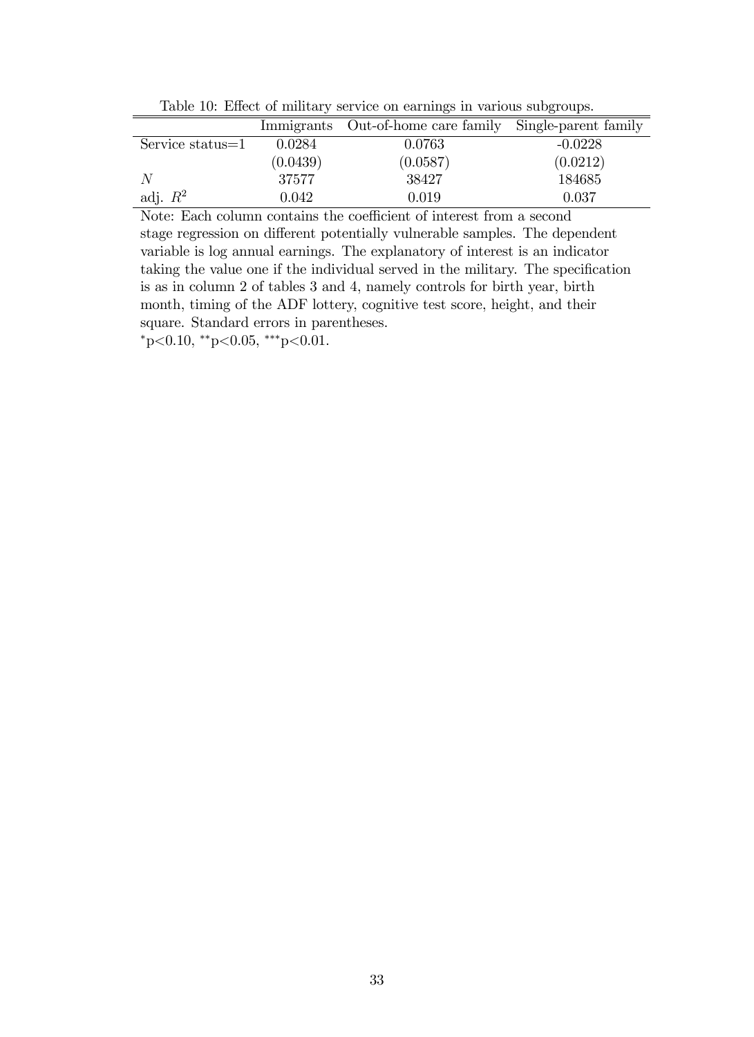Table 10: Effect of military service on earnings in various subgroups.

| | Immigrants | Out-of-home care family | Single-parent family |
|---|---|---|---|
| Service status=1 | 0.0284 | 0.0763 | -0.0228 |
| | (0.0439) | (0.0587) | (0.0212) |
| $N$ | 37577 | 38427 | 184685 |
| adj. $R^2$ | 0.042 | 0.019 | 0.037 |

Note: Each column contains the coefficient of interest from a second stage regression on different potentially vulnerable samples. The dependent variable is log annual earnings. The explanatory of interest is an indicator taking the value one if the individual served in the military. The specification is as in column 2 of tables 3 and 4, namely controls for birth year, birth month, timing of the ADF lottery, cognitive test score, height, and their square. Standard errors in parentheses.

$^{*}$p<0.10, $^{**}$p<0.05, $^{***}$p<0.01.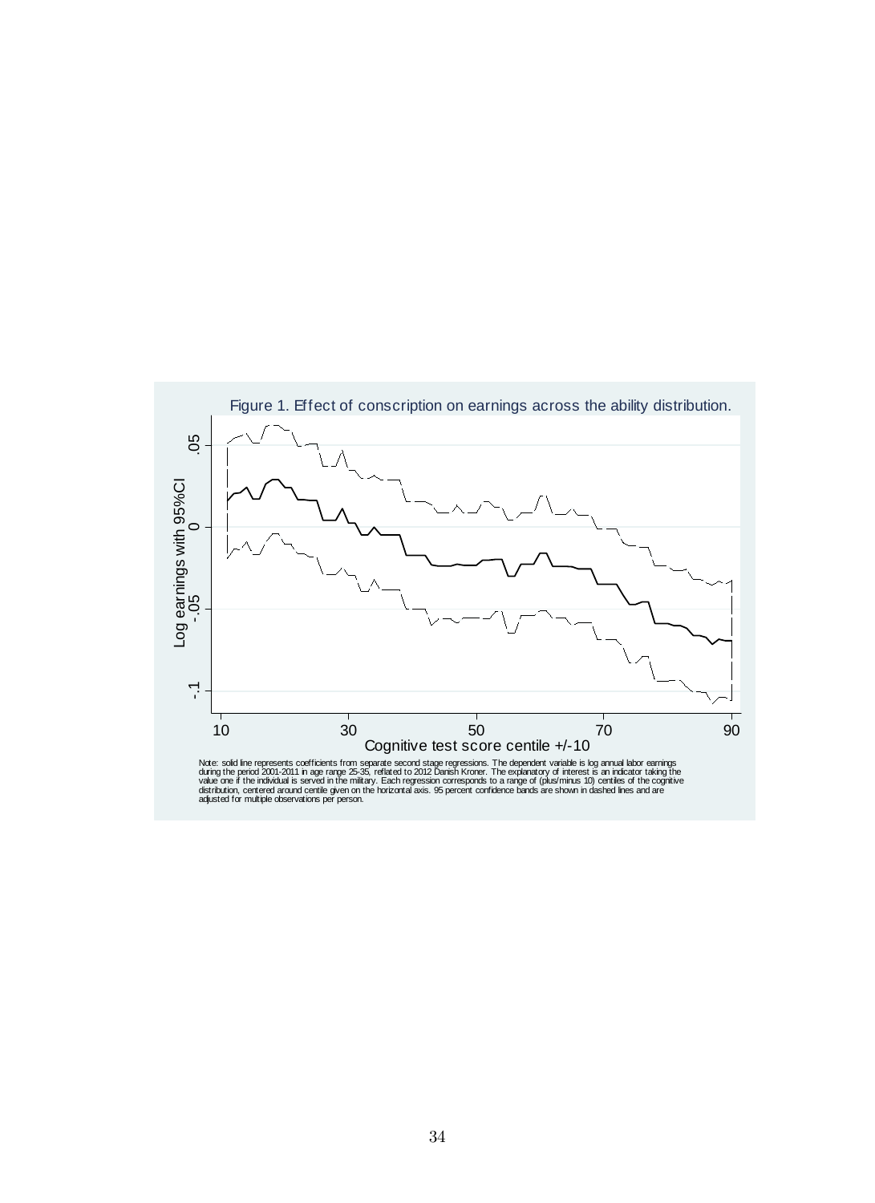Figure 1. Effect of conscription on earnings across the ability distribution.

Note: solid line represents coefficients from separate second stage regressions. The dependent variable is log annual labor earnings during the period 2001-2011 in age range 25-35, reflated to 2012 Danish Kroner. The explanatory of interest is an indicator taking the value one if the individual is served in the military. Each regression corresponds to a range of (plus/minus 10) centiles of the cognitive distribution, centered around centile given on the horizontal axis. 95 percent confidence bands are shown in dashed lines and are adjusted for multiple observations per person.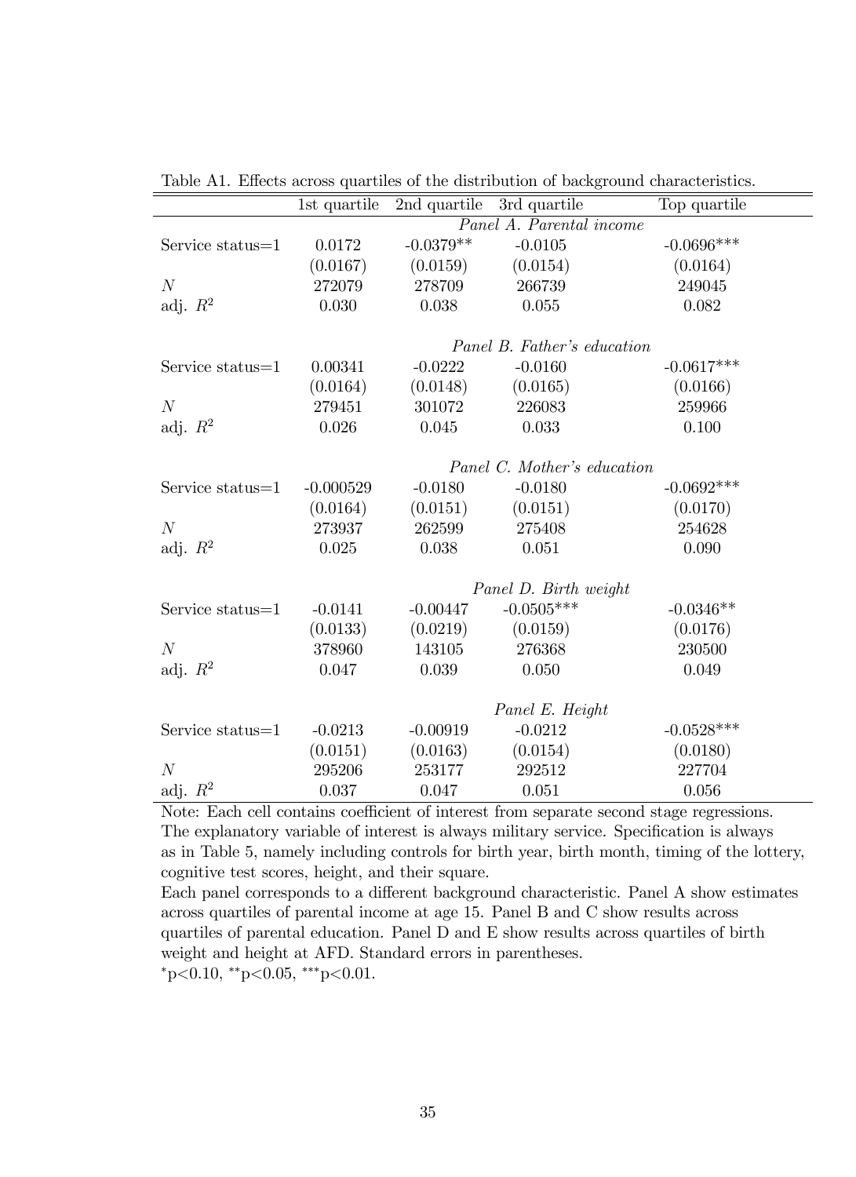Table A1. Effects across quartiles of the distribution of background characteristics.

| | 1st quartile | 2nd quartile | 3rd quartile | Top quartile |
|---|---|---|---|---|
| | | *Panel A. Parental income* | | |
| Service status=1 | 0.0172 | -0.0379** | -0.0105 | -0.0696*** |
| | (0.0167) | (0.0159) | (0.0154) | (0.0164) |
| $N$ | 272079 | 278709 | 266739 | 249045 |
| adj. $R^2$ | 0.030 | 0.038 | 0.055 | 0.082 |
| | | *Panel B. Father's education* | | |
| Service status=1 | 0.00341 | -0.0222 | -0.0160 | -0.0617*** |
| | (0.0164) | (0.0148) | (0.0165) | (0.0166) |
| $N$ | 279451 | 301072 | 226083 | 259966 |
| adj. $R^2$ | 0.026 | 0.045 | 0.033 | 0.100 |
| | | *Panel C. Mother's education* | | |
| Service status=1 | -0.000529 | -0.0180 | -0.0180 | -0.0692*** |
| | (0.0164) | (0.0151) | (0.0151) | (0.0170) |
| $N$ | 273937 | 262599 | 275408 | 254628 |
| adj. $R^2$ | 0.025 | 0.038 | 0.051 | 0.090 |
| | | *Panel D. Birth weight* | | |
| Service status=1 | -0.0141 | -0.00447 | -0.0505*** | -0.0346** |
| | (0.0133) | (0.0219) | (0.0159) | (0.0176) |
| $N$ | 378960 | 143105 | 276368 | 230500 |
| adj. $R^2$ | 0.047 | 0.039 | 0.050 | 0.049 |
| | | *Panel E. Height* | | |
| Service status=1 | -0.0213 | -0.00919 | -0.0212 | -0.0528*** |
| | (0.0151) | (0.0163) | (0.0154) | (0.0180) |
| $N$ | 295206 | 253177 | 292512 | 227704 |
| adj. $R^2$ | 0.037 | 0.047 | 0.051 | 0.056 |

Note: Each cell contains coefficient of interest from separate second stage regressions. The explanatory variable of interest is always military service. Specification is always as in Table 5, namely including controls for birth year, birth month, timing of the lottery, cognitive test scores, height, and their square.
Each panel corresponds to a different background characteristic. Panel A show estimates across quartiles of parental income at age 15. Panel B and C show results across quartiles of parental education. Panel D and E show results across quartiles of birth weight and height at AFD. Standard errors in parentheses.
*p<0.10, **p<0.05, ***p<0.01.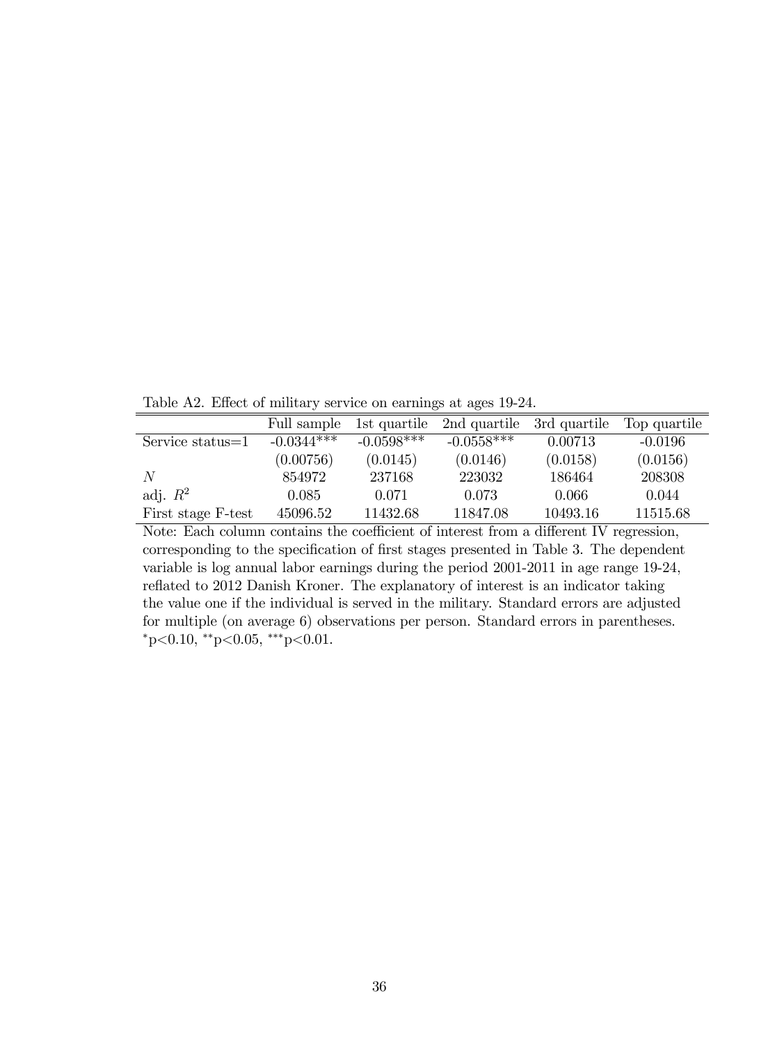Table A2. Effect of military service on earnings at ages 19-24.

| | Full sample | 1st quartile | 2nd quartile | 3rd quartile | Top quartile |
|---|---|---|---|---|---|
| Service status=1 | -0.0344*** | -0.0598*** | -0.0558*** | 0.00713 | -0.0196 |
| | (0.00756) | (0.0145) | (0.0146) | (0.0158) | (0.0156) |
| $N$ | 854972 | 237168 | 223032 | 186464 | 208308 |
| adj. $R^2$ | 0.085 | 0.071 | 0.073 | 0.066 | 0.044 |
| First stage F-test | 45096.52 | 11432.68 | 11847.08 | 10493.16 | 11515.68 |

Note: Each column contains the coefficient of interest from a different IV regression, corresponding to the specification of first stages presented in Table 3. The dependent variable is log annual labor earnings during the period 2001-2011 in age range 19-24, reflated to 2012 Danish Kroner. The explanatory of interest is an indicator taking the value one if the individual is served in the military. Standard errors are adjusted for multiple (on average 6) observations per person. Standard errors in parentheses. *p<0.10, **p<0.05, ***p<0.01.